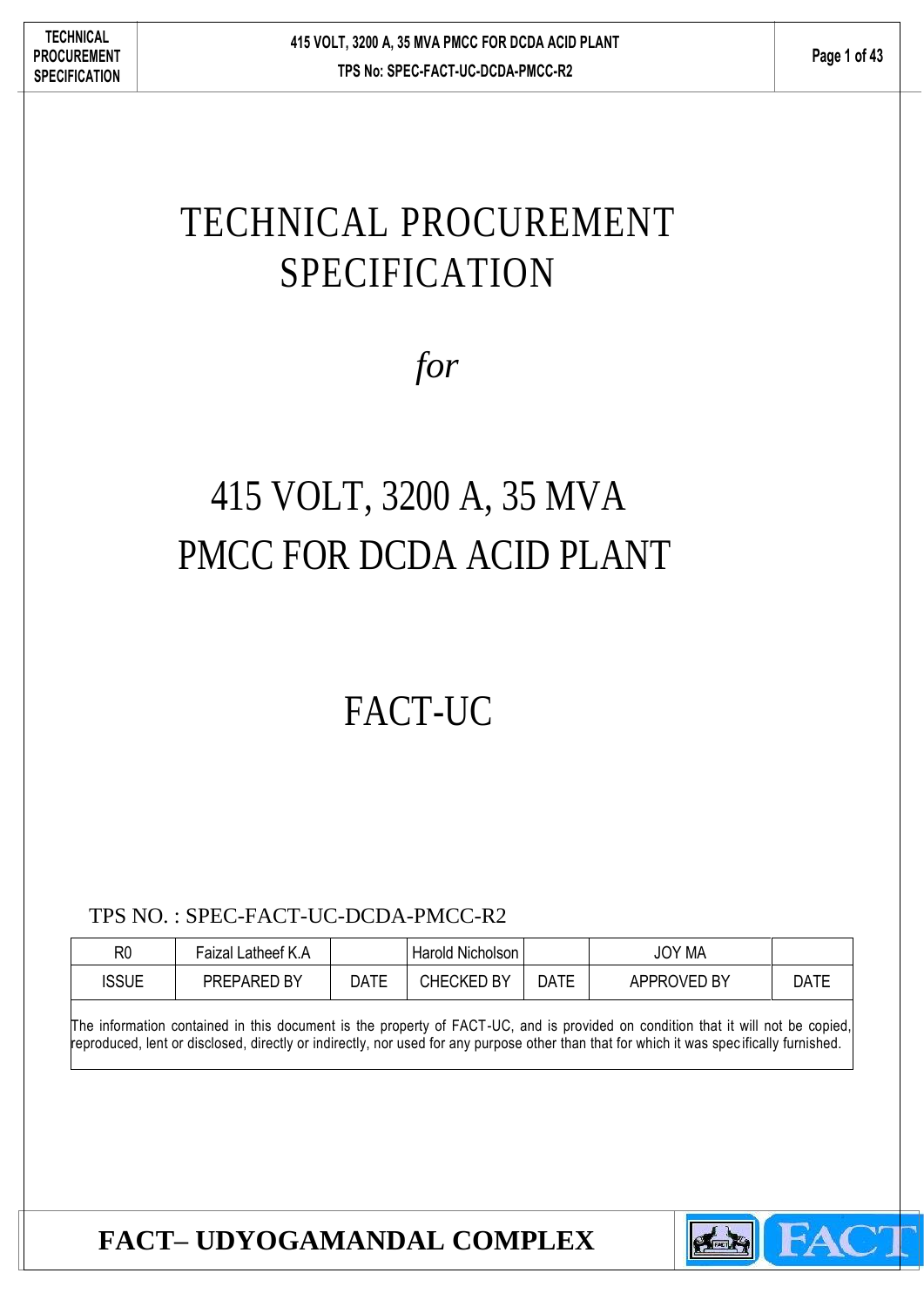# TECHNICAL PROCUREMENT SPECIFICATION

*for*

# 415 VOLT, 3200 A, 35 MVA PMCC FOR DCDA ACID PLANT

# FACT-UC

TPS NO. : SPEC-FACT-UC-DCDA-PMCC-R2

| R0 | Faizal Latheef K.A | | Harold Nicholson | | JOY MA | |
|---|---|---|---|---|---|---|
| ISSUE | PREPARED BY | DATE | CHECKED BY | DATE | APPROVED BY | DATE |

The information contained in this document is the property of FACT-UC, and is provided on condition that it will not be copied, reproduced, lent or disclosed, directly or indirectly, nor used for any purpose other than that for which it was specifically furnished.

**FACT– UDYOGAMANDAL COMPLEX**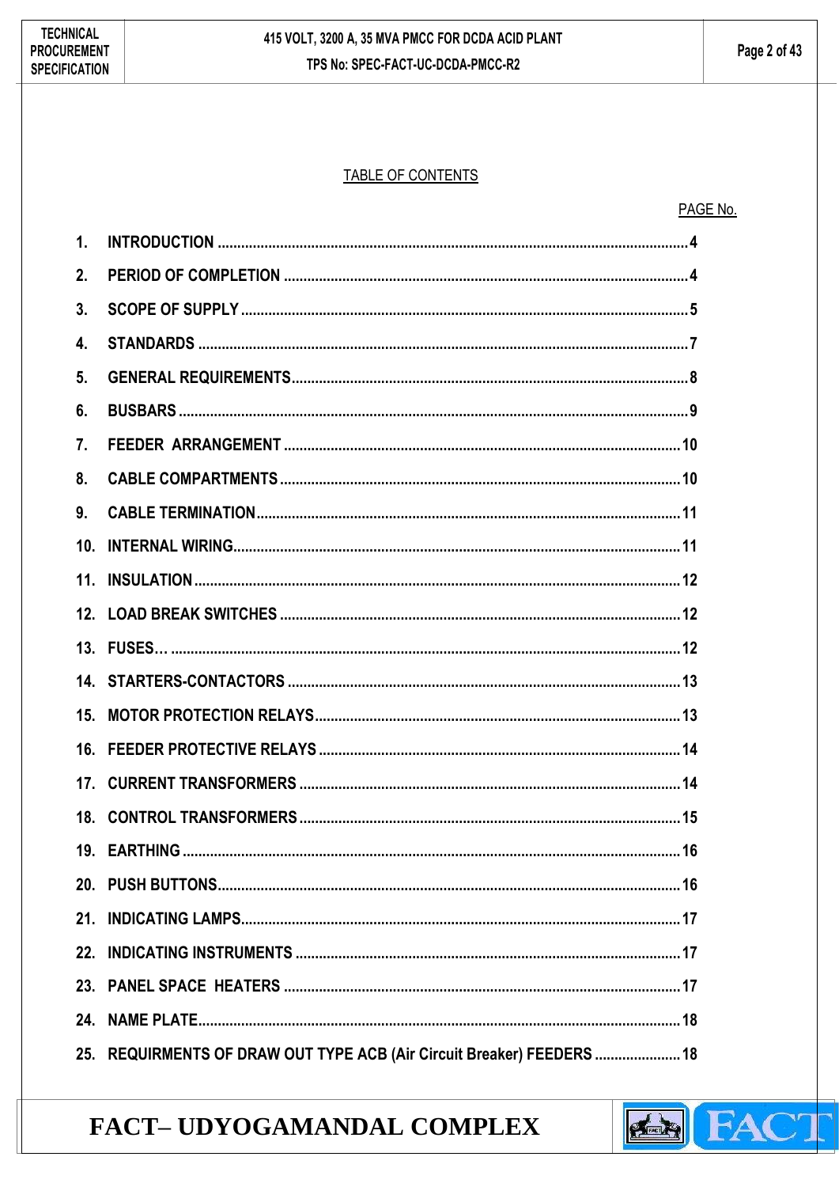## TABLE OF CONTENTS

| | | PAGE No. |
|---|---|---|
| 1. | INTRODUCTION | 4 |
| 2. | PERIOD OF COMPLETION | 4 |
| 3. | SCOPE OF SUPPLY | 5 |
| 4. | STANDARDS | 7 |
| 5. | GENERAL REQUIREMENTS | 8 |
| 6. | BUSBARS | 9 |
| 7. | FEEDER ARRANGEMENT | 10 |
| 8. | CABLE COMPARTMENTS | 10 |
| 9. | CABLE TERMINATION | 11 |
| 10. | INTERNAL WIRING | 11 |
| 11. | INSULATION | 12 |
| 12. | LOAD BREAK SWITCHES | 12 |
| 13. | FUSES… | 12 |
| 14. | STARTERS-CONTACTORS | 13 |
| 15. | MOTOR PROTECTION RELAYS | 13 |
| 16. | FEEDER PROTECTIVE RELAYS | 14 |
| 17. | CURRENT TRANSFORMERS | 14 |
| 18. | CONTROL TRANSFORMERS | 15 |
| 19. | EARTHING | 16 |
| 20. | PUSH BUTTONS | 16 |
| 21. | INDICATING LAMPS | 17 |
| 22. | INDICATING INSTRUMENTS | 17 |
| 23. | PANEL SPACE HEATERS | 17 |
| 24. | NAME PLATE | 18 |
| 25. | REQUIRMENTS OF DRAW OUT TYPE ACB (Air Circuit Breaker) FEEDERS | 18 |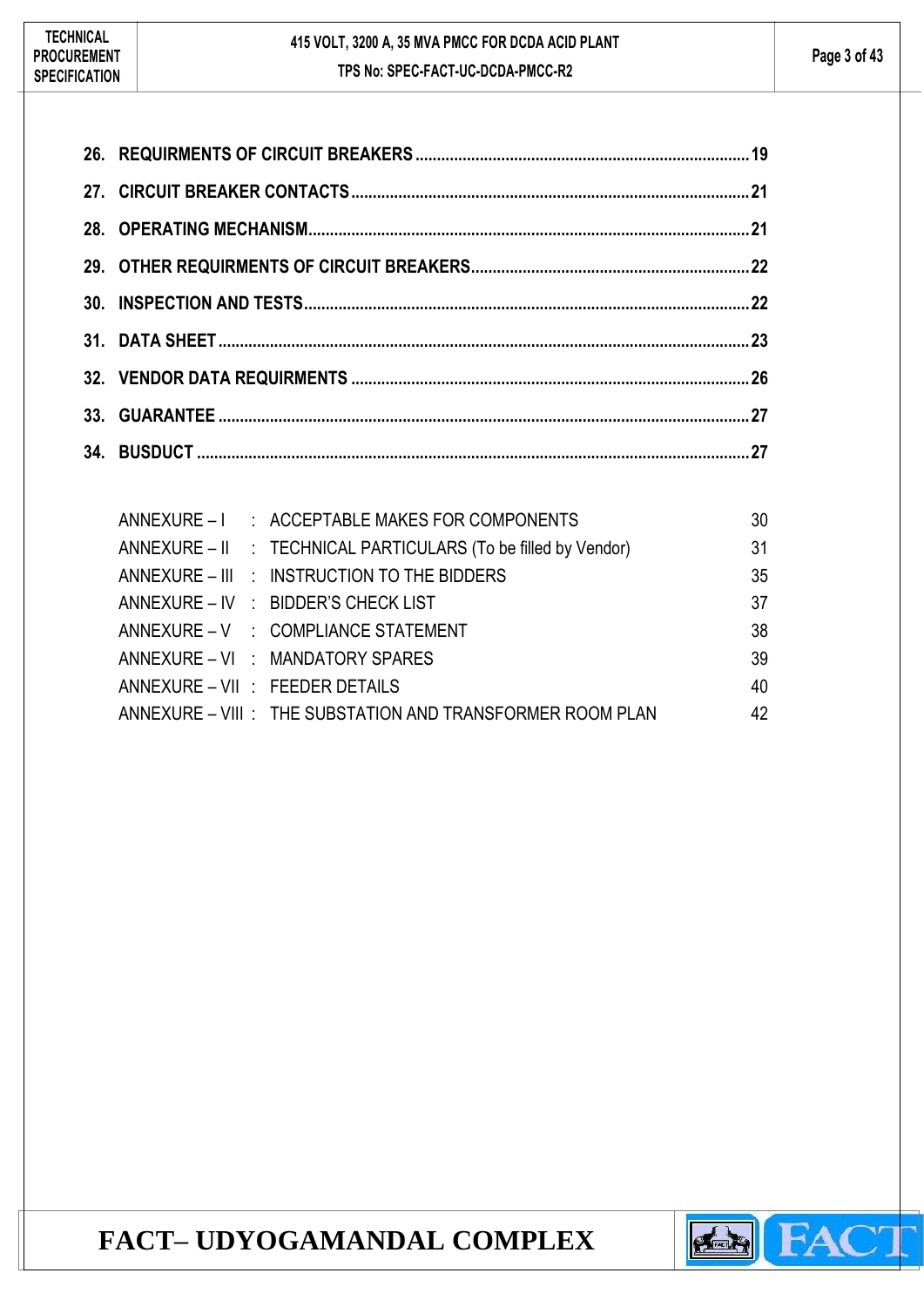**26. REQUIRMENTS OF CIRCUIT BREAKERS .......... 19**

**27. CIRCUIT BREAKER CONTACTS .......... 21**

**28. OPERATING MECHANISM .......... 21**

**29. OTHER REQUIRMENTS OF CIRCUIT BREAKERS .......... 22**

**30. INSPECTION AND TESTS .......... 22**

**31. DATA SHEET .......... 23**

**32. VENDOR DATA REQUIRMENTS .......... 26**

**33. GUARANTEE .......... 27**

**34. BUSDUCT .......... 27**

| | | | |
|---|---|---|---|
| ANNEXURE – I | : | ACCEPTABLE MAKES FOR COMPONENTS | 30 |
| ANNEXURE – II | : | TECHNICAL PARTICULARS (To be filled by Vendor) | 31 |
| ANNEXURE – III | : | INSTRUCTION TO THE BIDDERS | 35 |
| ANNEXURE – IV | : | BIDDER'S CHECK LIST | 37 |
| ANNEXURE – V | : | COMPLIANCE STATEMENT | 38 |
| ANNEXURE – VI | : | MANDATORY SPARES | 39 |
| ANNEXURE – VII | : | FEEDER DETAILS | 40 |
| ANNEXURE – VIII | : | THE SUBSTATION AND TRANSFORMER ROOM PLAN | 42 |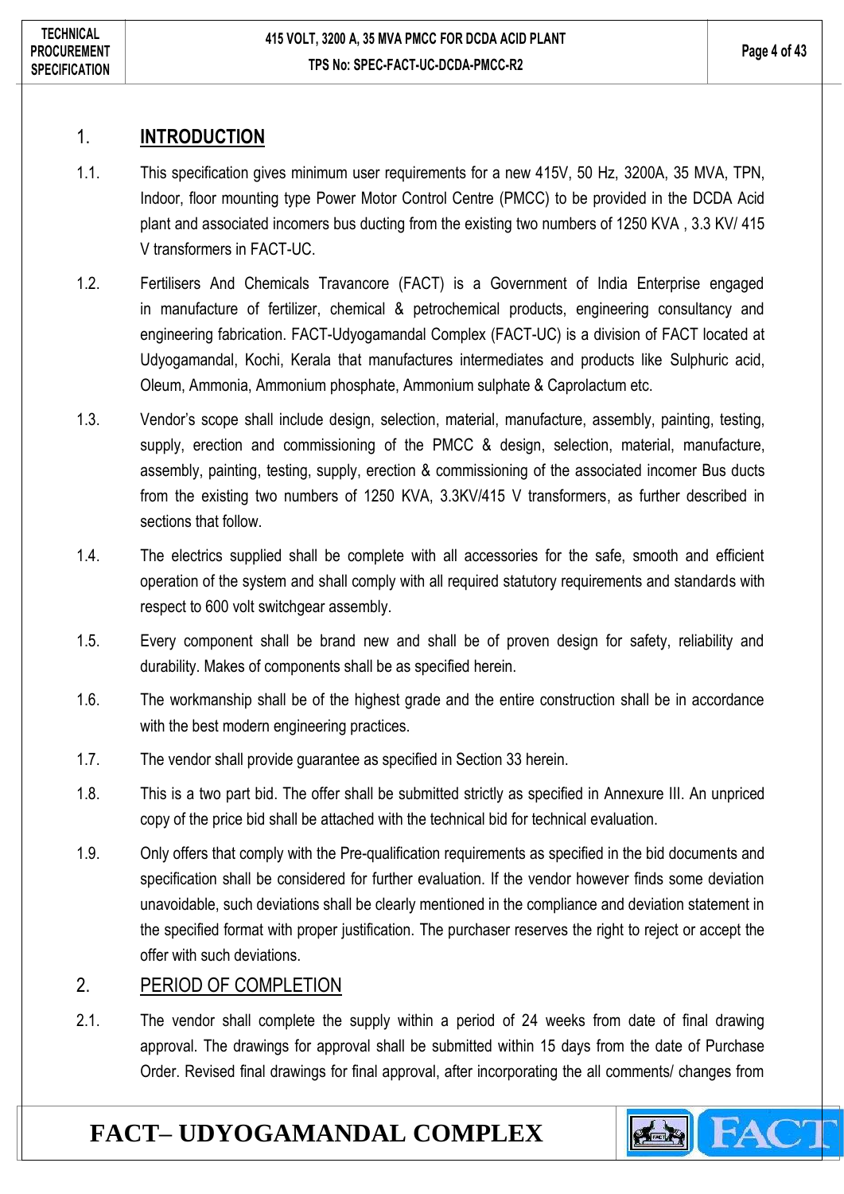## 1. INTRODUCTION

1.1. This specification gives minimum user requirements for a new 415V, 50 Hz, 3200A, 35 MVA, TPN, Indoor, floor mounting type Power Motor Control Centre (PMCC) to be provided in the DCDA Acid plant and associated incomers bus ducting from the existing two numbers of 1250 KVA , 3.3 KV/ 415 V transformers in FACT-UC.

1.2. Fertilisers And Chemicals Travancore (FACT) is a Government of India Enterprise engaged in manufacture of fertilizer, chemical & petrochemical products, engineering consultancy and engineering fabrication. FACT-Udyogamandal Complex (FACT-UC) is a division of FACT located at Udyogamandal, Kochi, Kerala that manufactures intermediates and products like Sulphuric acid, Oleum, Ammonia, Ammonium phosphate, Ammonium sulphate & Caprolactum etc.

1.3. Vendor's scope shall include design, selection, material, manufacture, assembly, painting, testing, supply, erection and commissioning of the PMCC & design, selection, material, manufacture, assembly, painting, testing, supply, erection & commissioning of the associated incomer Bus ducts from the existing two numbers of 1250 KVA, 3.3KV/415 V transformers, as further described in sections that follow.

1.4. The electrics supplied shall be complete with all accessories for the safe, smooth and efficient operation of the system and shall comply with all required statutory requirements and standards with respect to 600 volt switchgear assembly.

1.5. Every component shall be brand new and shall be of proven design for safety, reliability and durability. Makes of components shall be as specified herein.

1.6. The workmanship shall be of the highest grade and the entire construction shall be in accordance with the best modern engineering practices.

1.7. The vendor shall provide guarantee as specified in Section 33 herein.

1.8. This is a two part bid. The offer shall be submitted strictly as specified in Annexure III. An unpriced copy of the price bid shall be attached with the technical bid for technical evaluation.

1.9. Only offers that comply with the Pre-qualification requirements as specified in the bid documents and specification shall be considered for further evaluation. If the vendor however finds some deviation unavoidable, such deviations shall be clearly mentioned in the compliance and deviation statement in the specified format with proper justification. The purchaser reserves the right to reject or accept the offer with such deviations.

## 2. PERIOD OF COMPLETION

2.1. The vendor shall complete the supply within a period of 24 weeks from date of final drawing approval. The drawings for approval shall be submitted within 15 days from the date of Purchase Order. Revised final drawings for final approval, after incorporating the all comments/ changes from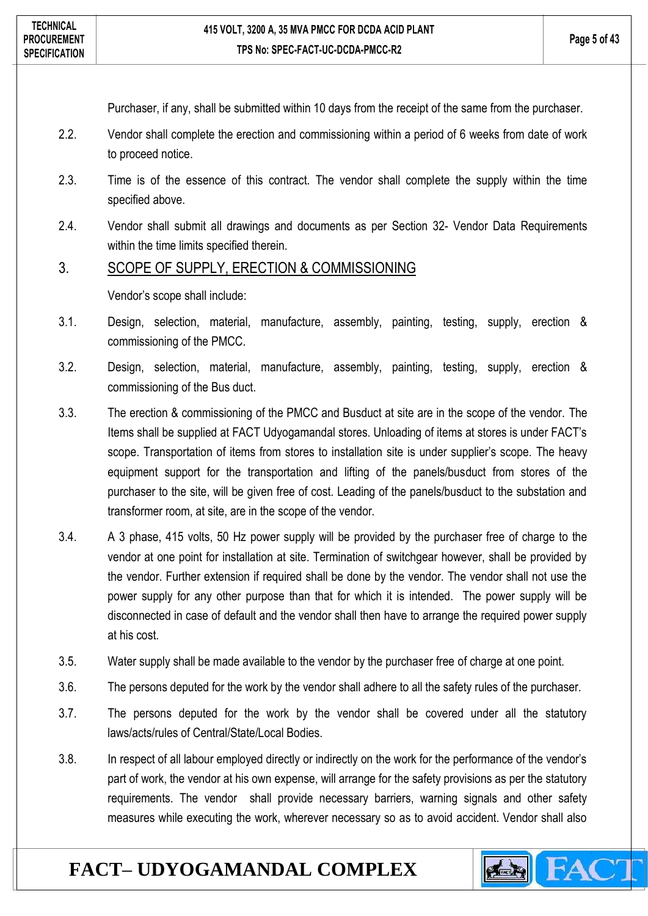Purchaser, if any, shall be submitted within 10 days from the receipt of the same from the purchaser.

2.2. Vendor shall complete the erection and commissioning within a period of 6 weeks from date of work to proceed notice.

2.3. Time is of the essence of this contract. The vendor shall complete the supply within the time specified above.

2.4. Vendor shall submit all drawings and documents as per Section 32- Vendor Data Requirements within the time limits specified therein.

## 3. SCOPE OF SUPPLY, ERECTION & COMMISSIONING

Vendor's scope shall include:

3.1. Design, selection, material, manufacture, assembly, painting, testing, supply, erection & commissioning of the PMCC.

3.2. Design, selection, material, manufacture, assembly, painting, testing, supply, erection & commissioning of the Bus duct.

3.3. The erection & commissioning of the PMCC and Busduct at site are in the scope of the vendor. The Items shall be supplied at FACT Udyogamandal stores. Unloading of items at stores is under FACT's scope. Transportation of items from stores to installation site is under supplier's scope. The heavy equipment support for the transportation and lifting of the panels/busduct from stores of the purchaser to the site, will be given free of cost. Leading of the panels/busduct to the substation and transformer room, at site, are in the scope of the vendor.

3.4. A 3 phase, 415 volts, 50 Hz power supply will be provided by the purchaser free of charge to the vendor at one point for installation at site. Termination of switchgear however, shall be provided by the vendor. Further extension if required shall be done by the vendor. The vendor shall not use the power supply for any other purpose than that for which it is intended. The power supply will be disconnected in case of default and the vendor shall then have to arrange the required power supply at his cost.

3.5. Water supply shall be made available to the vendor by the purchaser free of charge at one point.

3.6. The persons deputed for the work by the vendor shall adhere to all the safety rules of the purchaser.

3.7. The persons deputed for the work by the vendor shall be covered under all the statutory laws/acts/rules of Central/State/Local Bodies.

3.8. In respect of all labour employed directly or indirectly on the work for the performance of the vendor's part of work, the vendor at his own expense, will arrange for the safety provisions as per the statutory requirements. The vendor shall provide necessary barriers, warning signals and other safety measures while executing the work, wherever necessary so as to avoid accident. Vendor shall also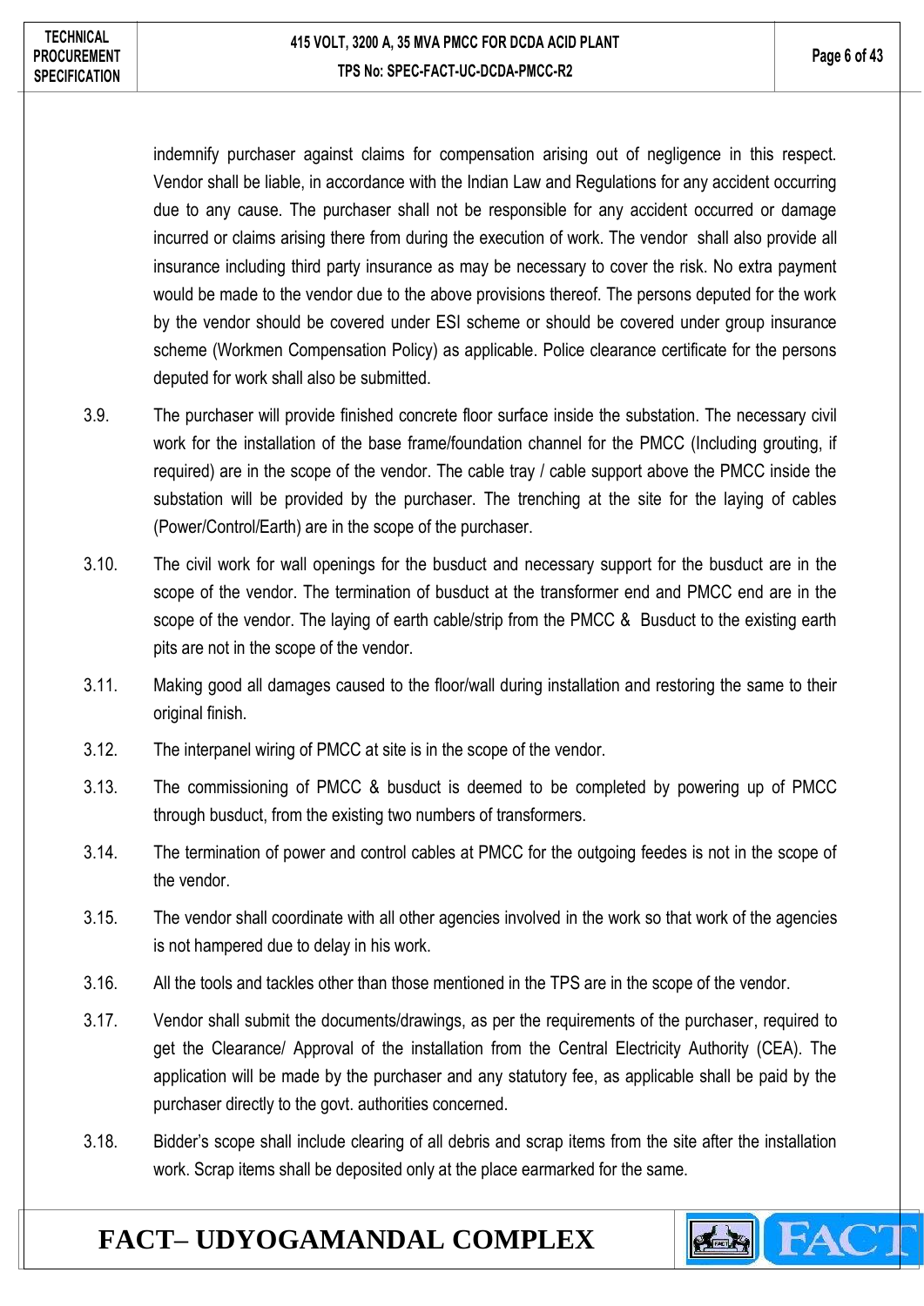indemnify purchaser against claims for compensation arising out of negligence in this respect. Vendor shall be liable, in accordance with the Indian Law and Regulations for any accident occurring due to any cause. The purchaser shall not be responsible for any accident occurred or damage incurred or claims arising there from during the execution of work. The vendor shall also provide all insurance including third party insurance as may be necessary to cover the risk. No extra payment would be made to the vendor due to the above provisions thereof. The persons deputed for the work by the vendor should be covered under ESI scheme or should be covered under group insurance scheme (Workmen Compensation Policy) as applicable. Police clearance certificate for the persons deputed for work shall also be submitted.

3.9. The purchaser will provide finished concrete floor surface inside the substation. The necessary civil work for the installation of the base frame/foundation channel for the PMCC (Including grouting, if required) are in the scope of the vendor. The cable tray / cable support above the PMCC inside the substation will be provided by the purchaser. The trenching at the site for the laying of cables (Power/Control/Earth) are in the scope of the purchaser.

3.10. The civil work for wall openings for the busduct and necessary support for the busduct are in the scope of the vendor. The termination of busduct at the transformer end and PMCC end are in the scope of the vendor. The laying of earth cable/strip from the PMCC & Busduct to the existing earth pits are not in the scope of the vendor.

3.11. Making good all damages caused to the floor/wall during installation and restoring the same to their original finish.

3.12. The interpanel wiring of PMCC at site is in the scope of the vendor.

3.13. The commissioning of PMCC & busduct is deemed to be completed by powering up of PMCC through busduct, from the existing two numbers of transformers.

3.14. The termination of power and control cables at PMCC for the outgoing feedes is not in the scope of the vendor.

3.15. The vendor shall coordinate with all other agencies involved in the work so that work of the agencies is not hampered due to delay in his work.

3.16. All the tools and tackles other than those mentioned in the TPS are in the scope of the vendor.

3.17. Vendor shall submit the documents/drawings, as per the requirements of the purchaser, required to get the Clearance/ Approval of the installation from the Central Electricity Authority (CEA). The application will be made by the purchaser and any statutory fee, as applicable shall be paid by the purchaser directly to the govt. authorities concerned.

3.18. Bidder's scope shall include clearing of all debris and scrap items from the site after the installation work. Scrap items shall be deposited only at the place earmarked for the same.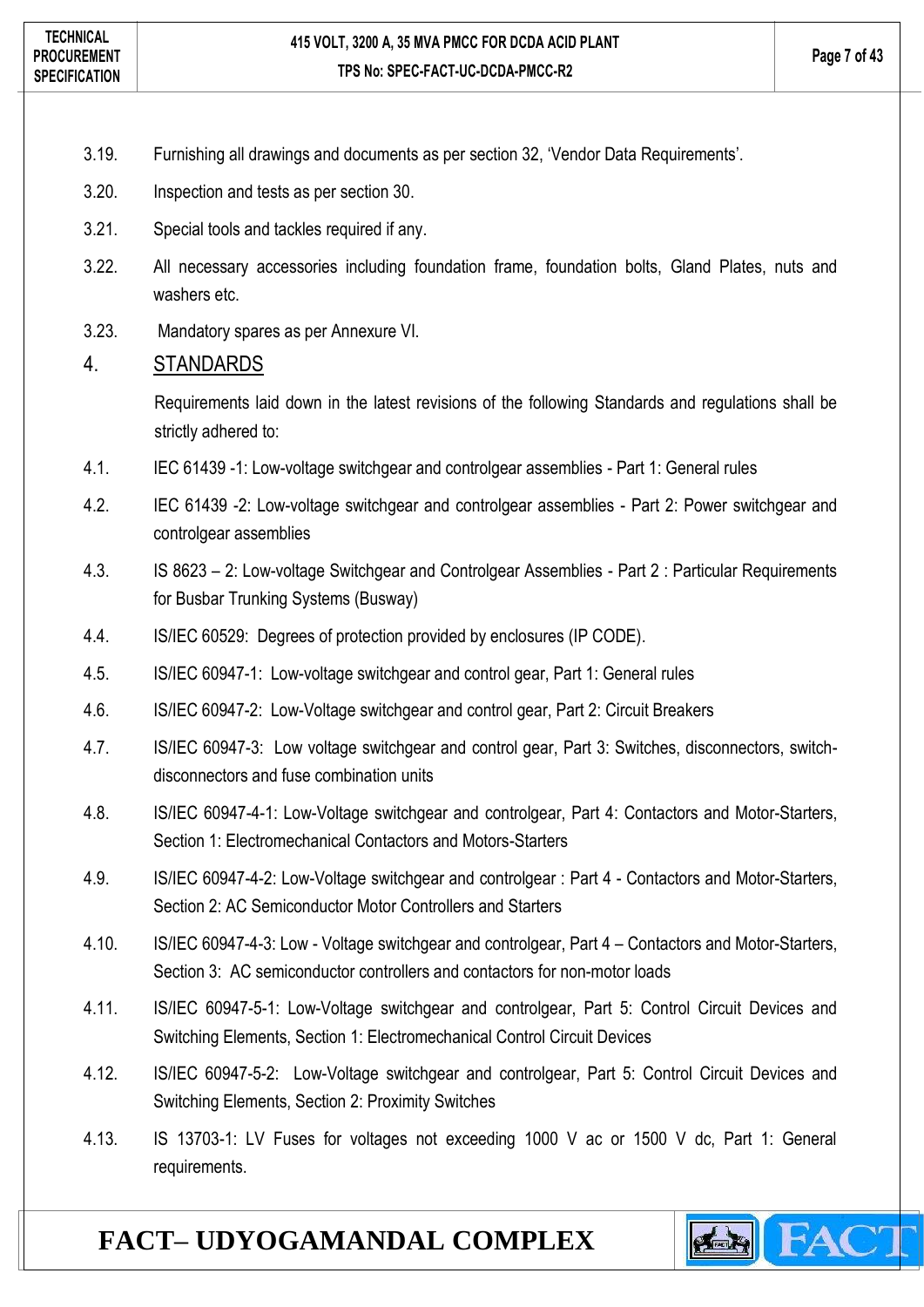3.19. Furnishing all drawings and documents as per section 32, 'Vendor Data Requirements'.

3.20. Inspection and tests as per section 30.

3.21. Special tools and tackles required if any.

3.22. All necessary accessories including foundation frame, foundation bolts, Gland Plates, nuts and washers etc.

3.23. Mandatory spares as per Annexure VI.

## 4. STANDARDS

Requirements laid down in the latest revisions of the following Standards and regulations shall be strictly adhered to:

4.1. IEC 61439 -1: Low-voltage switchgear and controlgear assemblies - Part 1: General rules

4.2. IEC 61439 -2: Low-voltage switchgear and controlgear assemblies - Part 2: Power switchgear and controlgear assemblies

4.3. IS 8623 – 2: Low-voltage Switchgear and Controlgear Assemblies - Part 2 : Particular Requirements for Busbar Trunking Systems (Busway)

4.4. IS/IEC 60529: Degrees of protection provided by enclosures (IP CODE).

4.5. IS/IEC 60947-1: Low-voltage switchgear and control gear, Part 1: General rules

4.6. IS/IEC 60947-2: Low-Voltage switchgear and control gear, Part 2: Circuit Breakers

4.7. IS/IEC 60947-3: Low voltage switchgear and control gear, Part 3: Switches, disconnectors, switch-disconnectors and fuse combination units

4.8. IS/IEC 60947-4-1: Low-Voltage switchgear and controlgear, Part 4: Contactors and Motor-Starters, Section 1: Electromechanical Contactors and Motors-Starters

4.9. IS/IEC 60947-4-2: Low-Voltage switchgear and controlgear : Part 4 - Contactors and Motor-Starters, Section 2: AC Semiconductor Motor Controllers and Starters

4.10. IS/IEC 60947-4-3: Low - Voltage switchgear and controlgear, Part 4 – Contactors and Motor-Starters, Section 3: AC semiconductor controllers and contactors for non-motor loads

4.11. IS/IEC 60947-5-1: Low-Voltage switchgear and controlgear, Part 5: Control Circuit Devices and Switching Elements, Section 1: Electromechanical Control Circuit Devices

4.12. IS/IEC 60947-5-2: Low-Voltage switchgear and controlgear, Part 5: Control Circuit Devices and Switching Elements, Section 2: Proximity Switches

4.13. IS 13703-1: LV Fuses for voltages not exceeding 1000 V ac or 1500 V dc, Part 1: General requirements.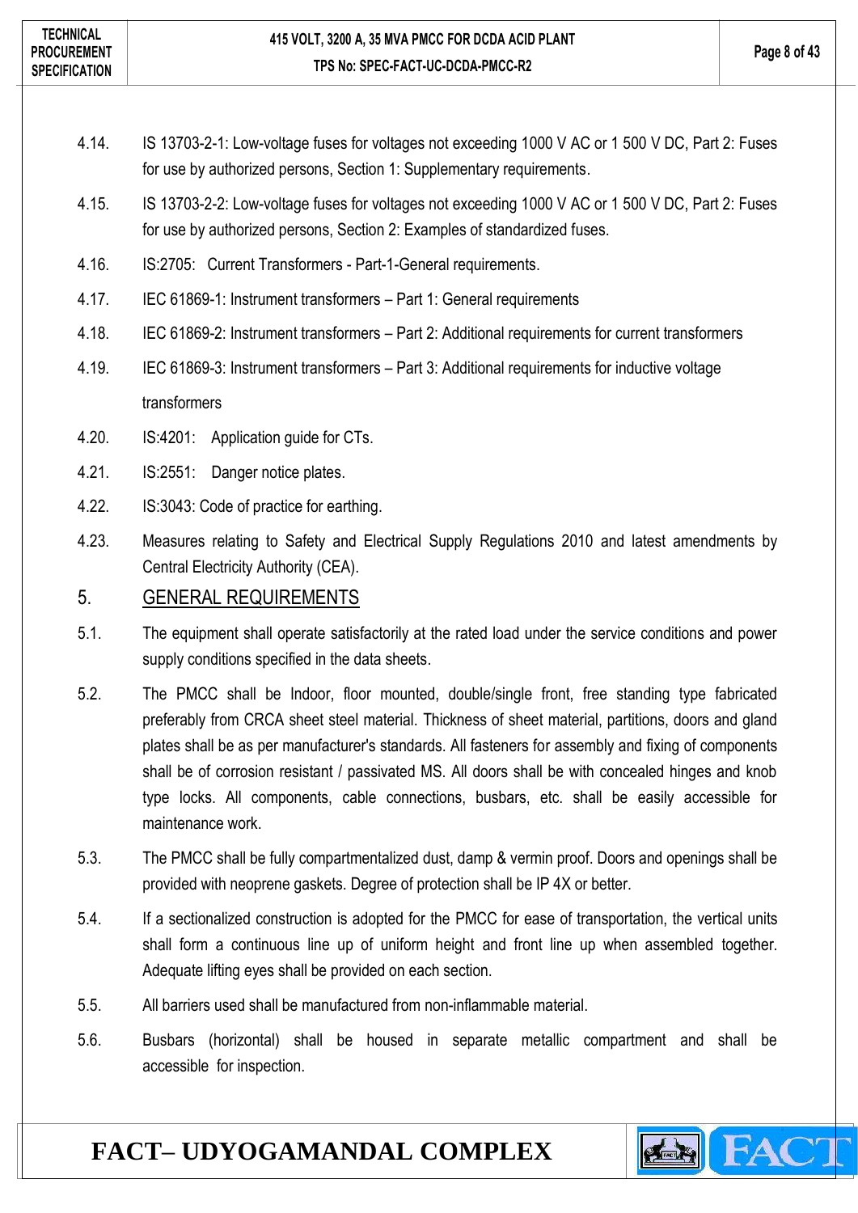4.14. IS 13703-2-1: Low-voltage fuses for voltages not exceeding 1000 V AC or 1 500 V DC, Part 2: Fuses for use by authorized persons, Section 1: Supplementary requirements.

4.15. IS 13703-2-2: Low-voltage fuses for voltages not exceeding 1000 V AC or 1 500 V DC, Part 2: Fuses for use by authorized persons, Section 2: Examples of standardized fuses.

4.16. IS:2705: Current Transformers - Part-1-General requirements.

4.17. IEC 61869-1: Instrument transformers – Part 1: General requirements

4.18. IEC 61869-2: Instrument transformers – Part 2: Additional requirements for current transformers

4.19. IEC 61869-3: Instrument transformers – Part 3: Additional requirements for inductive voltage transformers

4.20. IS:4201: Application guide for CTs.

4.21. IS:2551: Danger notice plates.

4.22. IS:3043: Code of practice for earthing.

4.23. Measures relating to Safety and Electrical Supply Regulations 2010 and latest amendments by Central Electricity Authority (CEA).

## 5. GENERAL REQUIREMENTS

5.1. The equipment shall operate satisfactorily at the rated load under the service conditions and power supply conditions specified in the data sheets.

5.2. The PMCC shall be Indoor, floor mounted, double/single front, free standing type fabricated preferably from CRCA sheet steel material. Thickness of sheet material, partitions, doors and gland plates shall be as per manufacturer's standards. All fasteners for assembly and fixing of components shall be of corrosion resistant / passivated MS. All doors shall be with concealed hinges and knob type locks. All components, cable connections, busbars, etc. shall be easily accessible for maintenance work.

5.3. The PMCC shall be fully compartmentalized dust, damp & vermin proof. Doors and openings shall be provided with neoprene gaskets. Degree of protection shall be IP 4X or better.

5.4. If a sectionalized construction is adopted for the PMCC for ease of transportation, the vertical units shall form a continuous line up of uniform height and front line up when assembled together. Adequate lifting eyes shall be provided on each section.

5.5. All barriers used shall be manufactured from non-inflammable material.

5.6. Busbars (horizontal) shall be housed in separate metallic compartment and shall be accessible for inspection.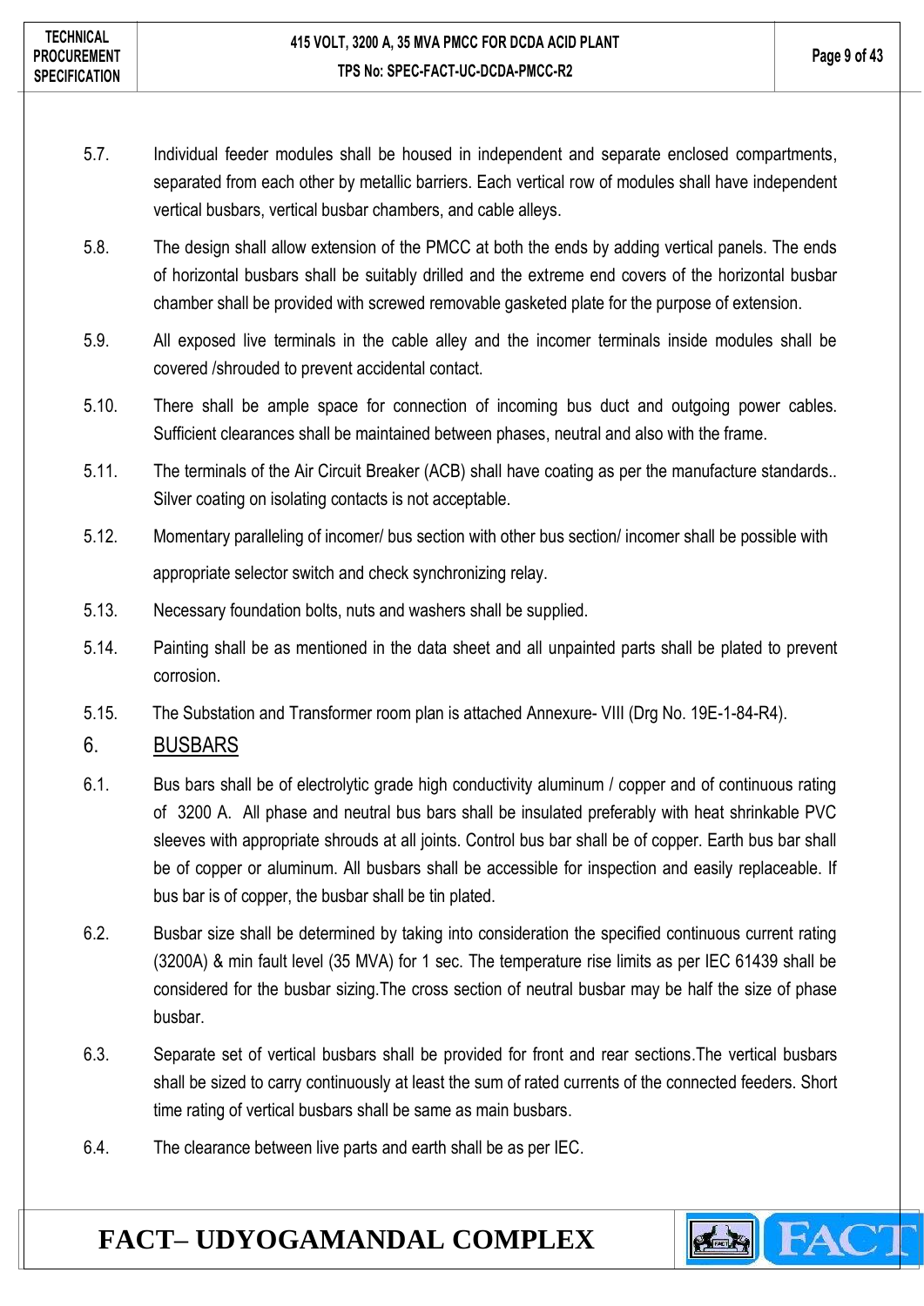5.7. Individual feeder modules shall be housed in independent and separate enclosed compartments, separated from each other by metallic barriers. Each vertical row of modules shall have independent vertical busbars, vertical busbar chambers, and cable alleys.

5.8. The design shall allow extension of the PMCC at both the ends by adding vertical panels. The ends of horizontal busbars shall be suitably drilled and the extreme end covers of the horizontal busbar chamber shall be provided with screwed removable gasketed plate for the purpose of extension.

5.9. All exposed live terminals in the cable alley and the incomer terminals inside modules shall be covered /shrouded to prevent accidental contact.

5.10. There shall be ample space for connection of incoming bus duct and outgoing power cables. Sufficient clearances shall be maintained between phases, neutral and also with the frame.

5.11. The terminals of the Air Circuit Breaker (ACB) shall have coating as per the manufacture standards.. Silver coating on isolating contacts is not acceptable.

5.12. Momentary paralleling of incomer/ bus section with other bus section/ incomer shall be possible with appropriate selector switch and check synchronizing relay.

5.13. Necessary foundation bolts, nuts and washers shall be supplied.

5.14. Painting shall be as mentioned in the data sheet and all unpainted parts shall be plated to prevent corrosion.

5.15. The Substation and Transformer room plan is attached Annexure- VIII (Drg No. 19E-1-84-R4).

## 6. BUSBARS

6.1. Bus bars shall be of electrolytic grade high conductivity aluminum / copper and of continuous rating of 3200 A. All phase and neutral bus bars shall be insulated preferably with heat shrinkable PVC sleeves with appropriate shrouds at all joints. Control bus bar shall be of copper. Earth bus bar shall be of copper or aluminum. All busbars shall be accessible for inspection and easily replaceable. If bus bar is of copper, the busbar shall be tin plated.

6.2. Busbar size shall be determined by taking into consideration the specified continuous current rating (3200A) & min fault level (35 MVA) for 1 sec. The temperature rise limits as per IEC 61439 shall be considered for the busbar sizing.The cross section of neutral busbar may be half the size of phase busbar.

6.3. Separate set of vertical busbars shall be provided for front and rear sections.The vertical busbars shall be sized to carry continuously at least the sum of rated currents of the connected feeders. Short time rating of vertical busbars shall be same as main busbars.

6.4. The clearance between live parts and earth shall be as per IEC.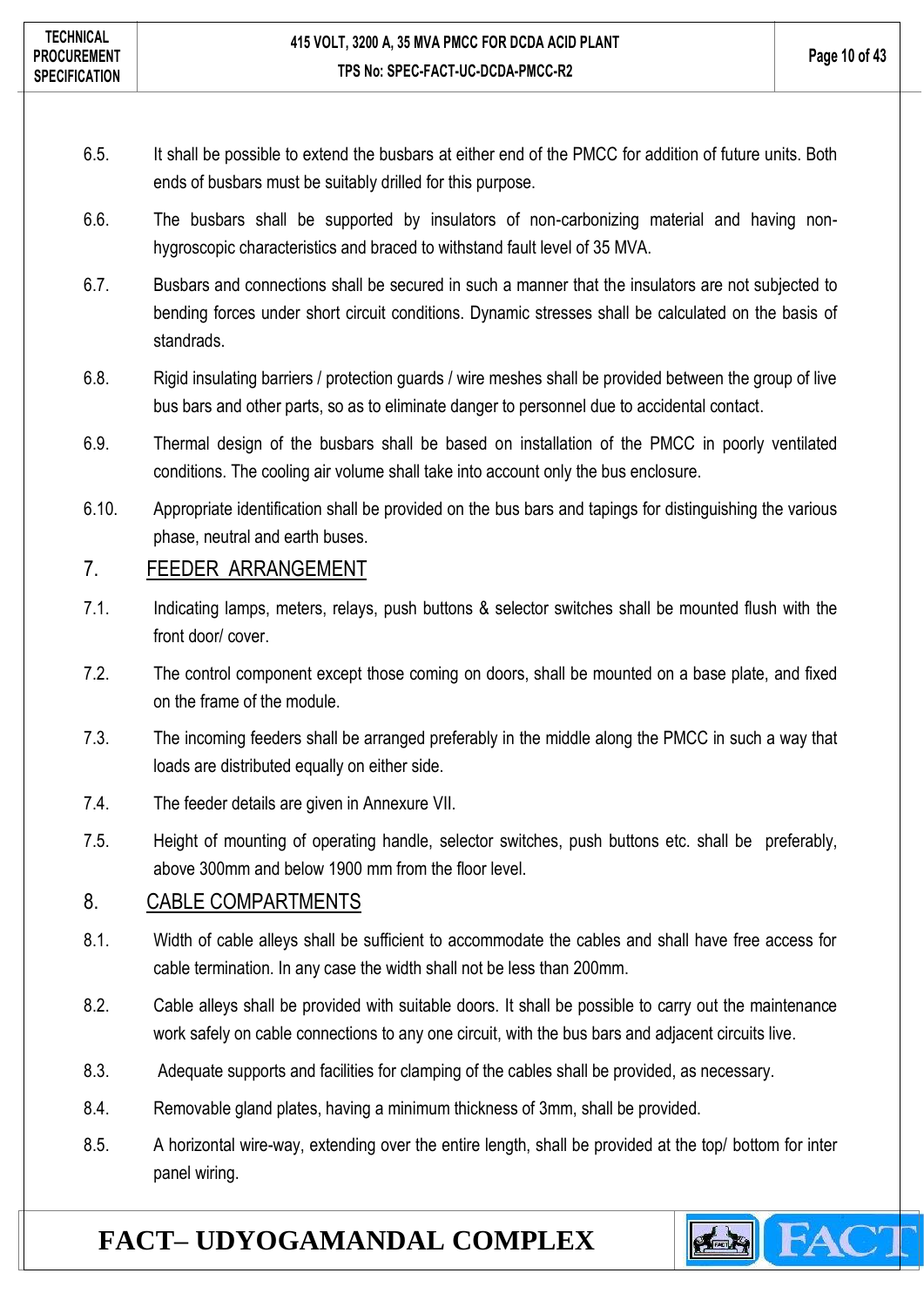6.5. It shall be possible to extend the busbars at either end of the PMCC for addition of future units. Both ends of busbars must be suitably drilled for this purpose.

6.6. The busbars shall be supported by insulators of non-carbonizing material and having non-hygroscopic characteristics and braced to withstand fault level of 35 MVA.

6.7. Busbars and connections shall be secured in such a manner that the insulators are not subjected to bending forces under short circuit conditions. Dynamic stresses shall be calculated on the basis of standrads.

6.8. Rigid insulating barriers / protection guards / wire meshes shall be provided between the group of live bus bars and other parts, so as to eliminate danger to personnel due to accidental contact.

6.9. Thermal design of the busbars shall be based on installation of the PMCC in poorly ventilated conditions. The cooling air volume shall take into account only the bus enclosure.

6.10. Appropriate identification shall be provided on the bus bars and tapings for distinguishing the various phase, neutral and earth buses.

## 7. FEEDER ARRANGEMENT

7.1. Indicating lamps, meters, relays, push buttons & selector switches shall be mounted flush with the front door/ cover.

7.2. The control component except those coming on doors, shall be mounted on a base plate, and fixed on the frame of the module.

7.3. The incoming feeders shall be arranged preferably in the middle along the PMCC in such a way that loads are distributed equally on either side.

7.4. The feeder details are given in Annexure VII.

7.5. Height of mounting of operating handle, selector switches, push buttons etc. shall be preferably, above 300mm and below 1900 mm from the floor level.

## 8. CABLE COMPARTMENTS

8.1. Width of cable alleys shall be sufficient to accommodate the cables and shall have free access for cable termination. In any case the width shall not be less than 200mm.

8.2. Cable alleys shall be provided with suitable doors. It shall be possible to carry out the maintenance work safely on cable connections to any one circuit, with the bus bars and adjacent circuits live.

8.3. Adequate supports and facilities for clamping of the cables shall be provided, as necessary.

8.4. Removable gland plates, having a minimum thickness of 3mm, shall be provided.

8.5. A horizontal wire-way, extending over the entire length, shall be provided at the top/ bottom for inter panel wiring.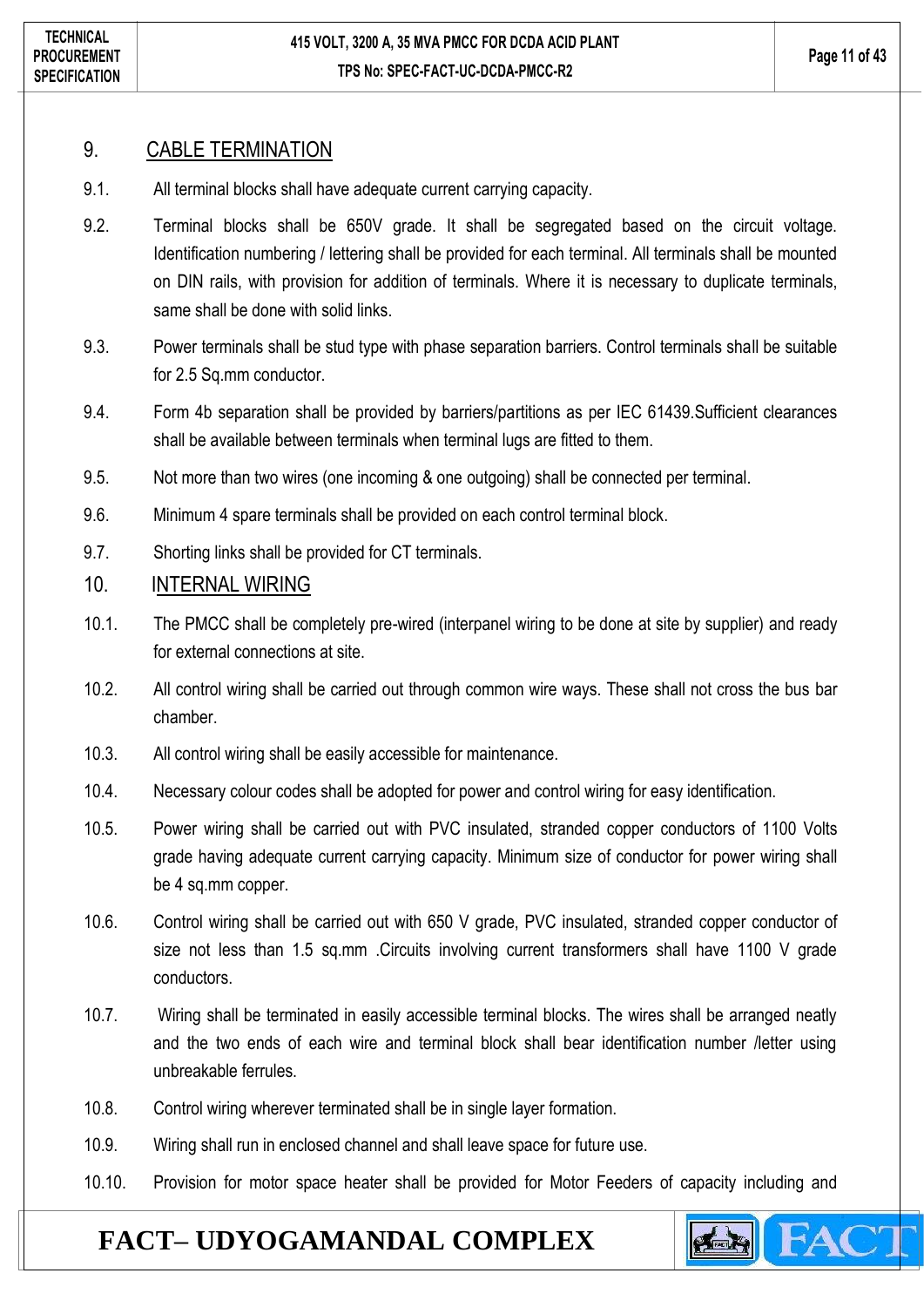## 9. CABLE TERMINATION

9.1. All terminal blocks shall have adequate current carrying capacity.

9.2. Terminal blocks shall be 650V grade. It shall be segregated based on the circuit voltage. Identification numbering / lettering shall be provided for each terminal. All terminals shall be mounted on DIN rails, with provision for addition of terminals. Where it is necessary to duplicate terminals, same shall be done with solid links.

9.3. Power terminals shall be stud type with phase separation barriers. Control terminals shall be suitable for 2.5 Sq.mm conductor.

9.4. Form 4b separation shall be provided by barriers/partitions as per IEC 61439.Sufficient clearances shall be available between terminals when terminal lugs are fitted to them.

9.5. Not more than two wires (one incoming & one outgoing) shall be connected per terminal.

9.6. Minimum 4 spare terminals shall be provided on each control terminal block.

9.7. Shorting links shall be provided for CT terminals.

## 10. INTERNAL WIRING

10.1. The PMCC shall be completely pre-wired (interpanel wiring to be done at site by supplier) and ready for external connections at site.

10.2. All control wiring shall be carried out through common wire ways. These shall not cross the bus bar chamber.

10.3. All control wiring shall be easily accessible for maintenance.

10.4. Necessary colour codes shall be adopted for power and control wiring for easy identification.

10.5. Power wiring shall be carried out with PVC insulated, stranded copper conductors of 1100 Volts grade having adequate current carrying capacity. Minimum size of conductor for power wiring shall be 4 sq.mm copper.

10.6. Control wiring shall be carried out with 650 V grade, PVC insulated, stranded copper conductor of size not less than 1.5 sq.mm .Circuits involving current transformers shall have 1100 V grade conductors.

10.7. Wiring shall be terminated in easily accessible terminal blocks. The wires shall be arranged neatly and the two ends of each wire and terminal block shall bear identification number /letter using unbreakable ferrules.

10.8. Control wiring wherever terminated shall be in single layer formation.

10.9. Wiring shall run in enclosed channel and shall leave space for future use.

10.10. Provision for motor space heater shall be provided for Motor Feeders of capacity including and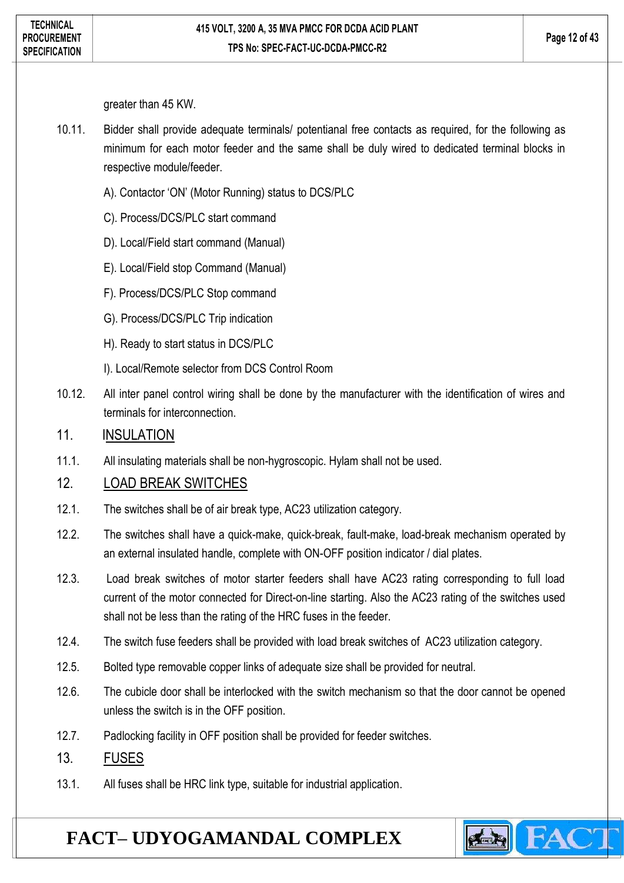greater than 45 KW.

10.11. Bidder shall provide adequate terminals/ potentianal free contacts as required, for the following as minimum for each motor feeder and the same shall be duly wired to dedicated terminal blocks in respective module/feeder.

A). Contactor 'ON' (Motor Running) status to DCS/PLC

C). Process/DCS/PLC start command

D). Local/Field start command (Manual)

E). Local/Field stop Command (Manual)

F). Process/DCS/PLC Stop command

G). Process/DCS/PLC Trip indication

H). Ready to start status in DCS/PLC

I). Local/Remote selector from DCS Control Room

10.12. All inter panel control wiring shall be done by the manufacturer with the identification of wires and terminals for interconnection.

## 11. INSULATION

11.1. All insulating materials shall be non-hygroscopic. Hylam shall not be used.

## 12. LOAD BREAK SWITCHES

12.1. The switches shall be of air break type, AC23 utilization category.

12.2. The switches shall have a quick-make, quick-break, fault-make, load-break mechanism operated by an external insulated handle, complete with ON-OFF position indicator / dial plates.

12.3. Load break switches of motor starter feeders shall have AC23 rating corresponding to full load current of the motor connected for Direct-on-line starting. Also the AC23 rating of the switches used shall not be less than the rating of the HRC fuses in the feeder.

12.4. The switch fuse feeders shall be provided with load break switches of AC23 utilization category.

12.5. Bolted type removable copper links of adequate size shall be provided for neutral.

12.6. The cubicle door shall be interlocked with the switch mechanism so that the door cannot be opened unless the switch is in the OFF position.

12.7. Padlocking facility in OFF position shall be provided for feeder switches.

## 13. FUSES

13.1. All fuses shall be HRC link type, suitable for industrial application.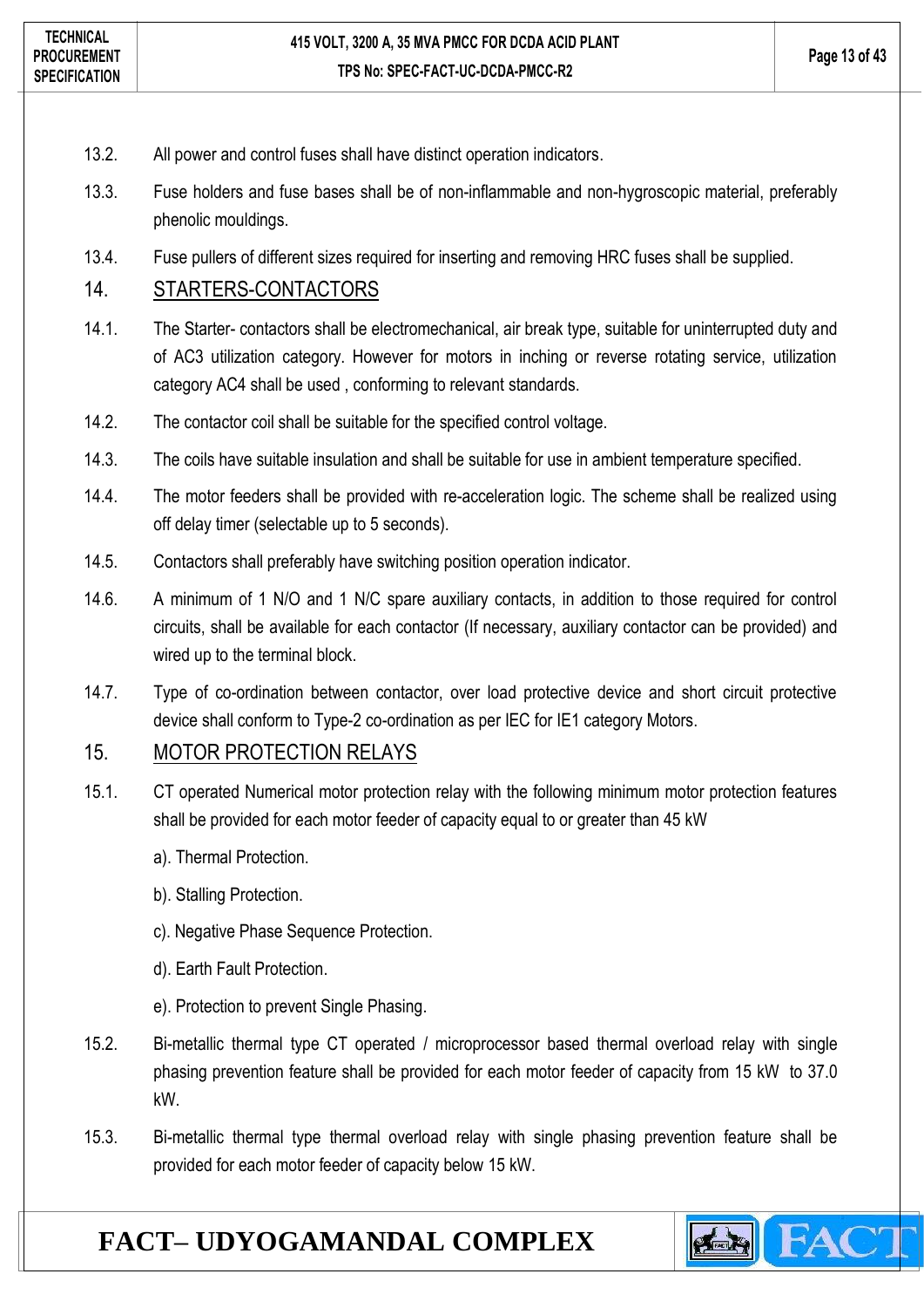13.2. All power and control fuses shall have distinct operation indicators.

13.3. Fuse holders and fuse bases shall be of non-inflammable and non-hygroscopic material, preferably phenolic mouldings.

13.4. Fuse pullers of different sizes required for inserting and removing HRC fuses shall be supplied.

## 14. STARTERS-CONTACTORS

14.1. The Starter- contactors shall be electromechanical, air break type, suitable for uninterrupted duty and of AC3 utilization category. However for motors in inching or reverse rotating service, utilization category AC4 shall be used , conforming to relevant standards.

14.2. The contactor coil shall be suitable for the specified control voltage.

14.3. The coils have suitable insulation and shall be suitable for use in ambient temperature specified.

14.4. The motor feeders shall be provided with re-acceleration logic. The scheme shall be realized using off delay timer (selectable up to 5 seconds).

14.5. Contactors shall preferably have switching position operation indicator.

14.6. A minimum of 1 N/O and 1 N/C spare auxiliary contacts, in addition to those required for control circuits, shall be available for each contactor (If necessary, auxiliary contactor can be provided) and wired up to the terminal block.

14.7. Type of co-ordination between contactor, over load protective device and short circuit protective device shall conform to Type-2 co-ordination as per IEC for IE1 category Motors.

## 15. MOTOR PROTECTION RELAYS

15.1. CT operated Numerical motor protection relay with the following minimum motor protection features shall be provided for each motor feeder of capacity equal to or greater than 45 kW

a). Thermal Protection.

b). Stalling Protection.

c). Negative Phase Sequence Protection.

d). Earth Fault Protection.

e). Protection to prevent Single Phasing.

15.2. Bi-metallic thermal type CT operated / microprocessor based thermal overload relay with single phasing prevention feature shall be provided for each motor feeder of capacity from 15 kW to 37.0 kW.

15.3. Bi-metallic thermal type thermal overload relay with single phasing prevention feature shall be provided for each motor feeder of capacity below 15 kW.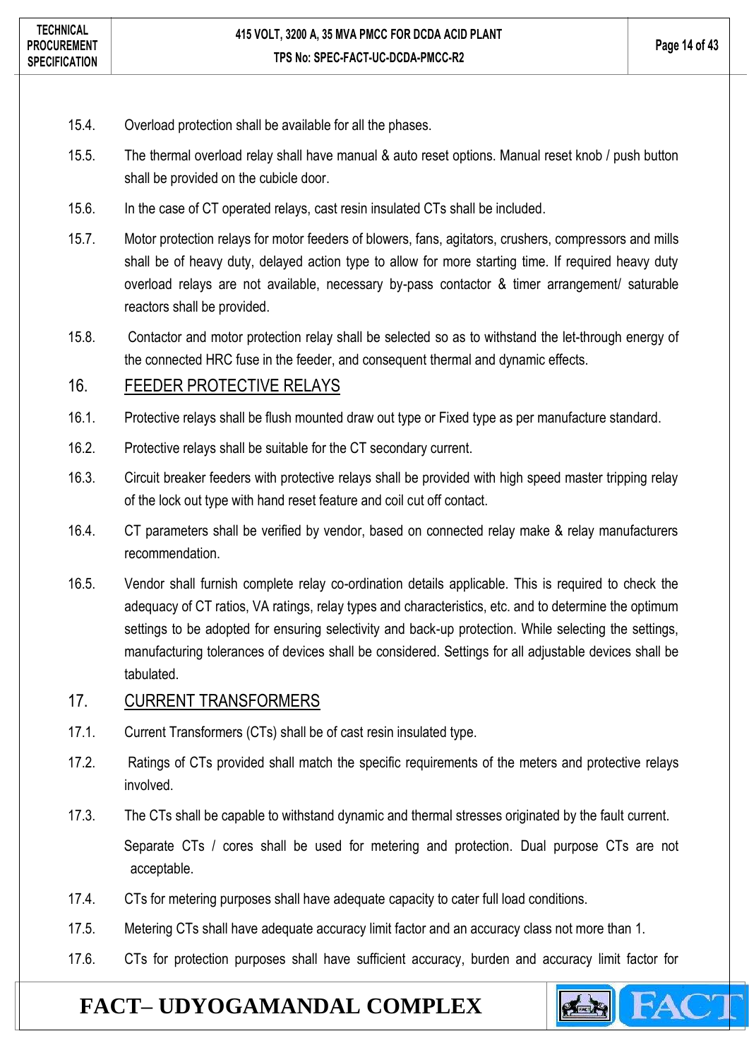15.4. Overload protection shall be available for all the phases.

15.5. The thermal overload relay shall have manual & auto reset options. Manual reset knob / push button shall be provided on the cubicle door.

15.6. In the case of CT operated relays, cast resin insulated CTs shall be included.

15.7. Motor protection relays for motor feeders of blowers, fans, agitators, crushers, compressors and mills shall be of heavy duty, delayed action type to allow for more starting time. If required heavy duty overload relays are not available, necessary by-pass contactor & timer arrangement/ saturable reactors shall be provided.

15.8. Contactor and motor protection relay shall be selected so as to withstand the let-through energy of the connected HRC fuse in the feeder, and consequent thermal and dynamic effects.

## 16. FEEDER PROTECTIVE RELAYS

16.1. Protective relays shall be flush mounted draw out type or Fixed type as per manufacture standard.

16.2. Protective relays shall be suitable for the CT secondary current.

16.3. Circuit breaker feeders with protective relays shall be provided with high speed master tripping relay of the lock out type with hand reset feature and coil cut off contact.

16.4. CT parameters shall be verified by vendor, based on connected relay make & relay manufacturers recommendation.

16.5. Vendor shall furnish complete relay co-ordination details applicable. This is required to check the adequacy of CT ratios, VA ratings, relay types and characteristics, etc. and to determine the optimum settings to be adopted for ensuring selectivity and back-up protection. While selecting the settings, manufacturing tolerances of devices shall be considered. Settings for all adjustable devices shall be tabulated.

## 17. CURRENT TRANSFORMERS

17.1. Current Transformers (CTs) shall be of cast resin insulated type.

17.2. Ratings of CTs provided shall match the specific requirements of the meters and protective relays involved.

17.3. The CTs shall be capable to withstand dynamic and thermal stresses originated by the fault current.

Separate CTs / cores shall be used for metering and protection. Dual purpose CTs are not acceptable.

17.4. CTs for metering purposes shall have adequate capacity to cater full load conditions.

17.5. Metering CTs shall have adequate accuracy limit factor and an accuracy class not more than 1.

17.6. CTs for protection purposes shall have sufficient accuracy, burden and accuracy limit factor for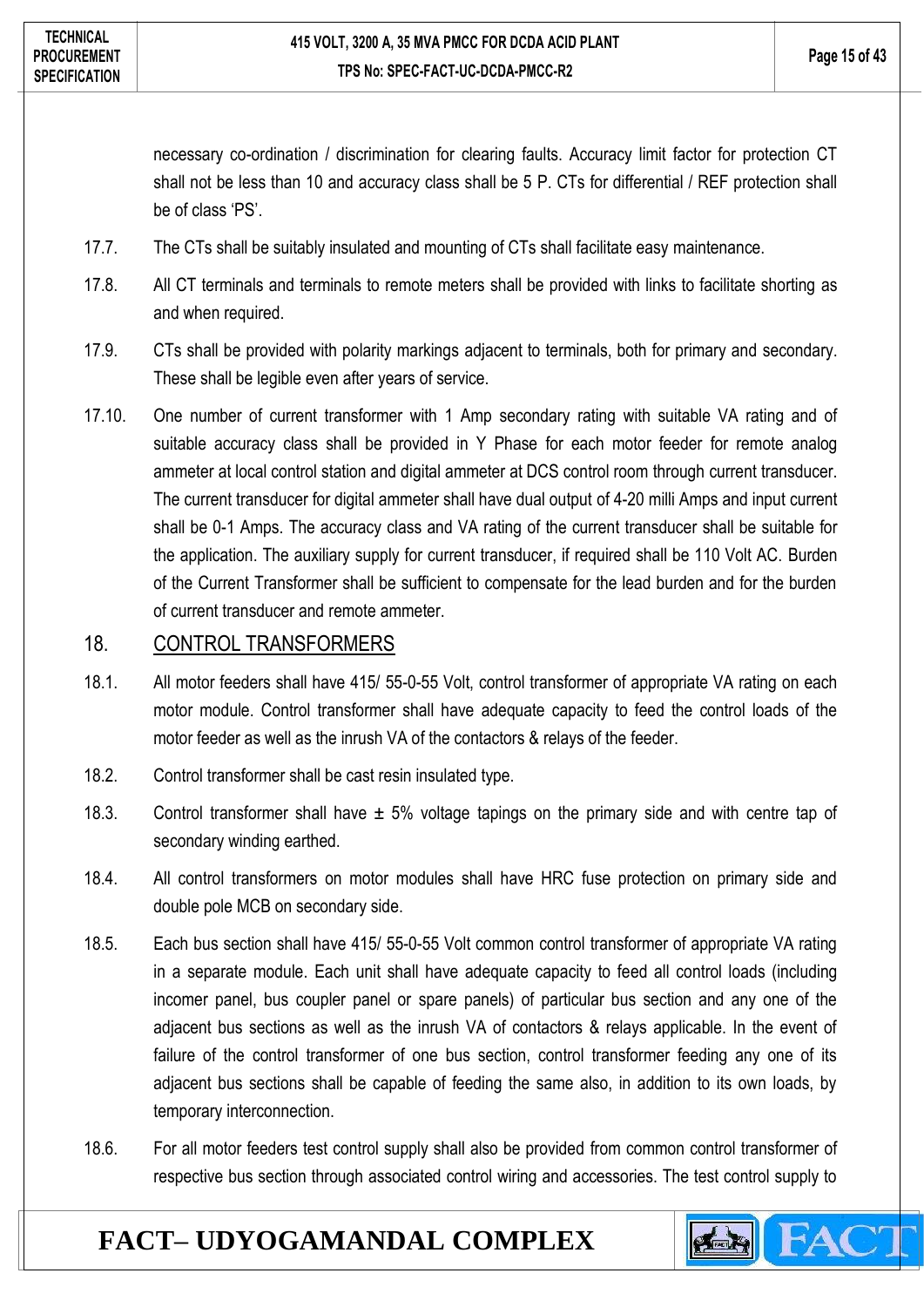necessary co-ordination / discrimination for clearing faults. Accuracy limit factor for protection CT shall not be less than 10 and accuracy class shall be 5 P. CTs for differential / REF protection shall be of class 'PS'.

17.7. The CTs shall be suitably insulated and mounting of CTs shall facilitate easy maintenance.

17.8. All CT terminals and terminals to remote meters shall be provided with links to facilitate shorting as and when required.

17.9. CTs shall be provided with polarity markings adjacent to terminals, both for primary and secondary. These shall be legible even after years of service.

17.10. One number of current transformer with 1 Amp secondary rating with suitable VA rating and of suitable accuracy class shall be provided in Y Phase for each motor feeder for remote analog ammeter at local control station and digital ammeter at DCS control room through current transducer. The current transducer for digital ammeter shall have dual output of 4-20 milli Amps and input current shall be 0-1 Amps. The accuracy class and VA rating of the current transducer shall be suitable for the application. The auxiliary supply for current transducer, if required shall be 110 Volt AC. Burden of the Current Transformer shall be sufficient to compensate for the lead burden and for the burden of current transducer and remote ammeter.

## 18. CONTROL TRANSFORMERS

18.1. All motor feeders shall have 415/ 55-0-55 Volt, control transformer of appropriate VA rating on each motor module. Control transformer shall have adequate capacity to feed the control loads of the motor feeder as well as the inrush VA of the contactors & relays of the feeder.

18.2. Control transformer shall be cast resin insulated type.

18.3. Control transformer shall have ± 5% voltage tapings on the primary side and with centre tap of secondary winding earthed.

18.4. All control transformers on motor modules shall have HRC fuse protection on primary side and double pole MCB on secondary side.

18.5. Each bus section shall have 415/ 55-0-55 Volt common control transformer of appropriate VA rating in a separate module. Each unit shall have adequate capacity to feed all control loads (including incomer panel, bus coupler panel or spare panels) of particular bus section and any one of the adjacent bus sections as well as the inrush VA of contactors & relays applicable. In the event of failure of the control transformer of one bus section, control transformer feeding any one of its adjacent bus sections shall be capable of feeding the same also, in addition to its own loads, by temporary interconnection.

18.6. For all motor feeders test control supply shall also be provided from common control transformer of respective bus section through associated control wiring and accessories. The test control supply to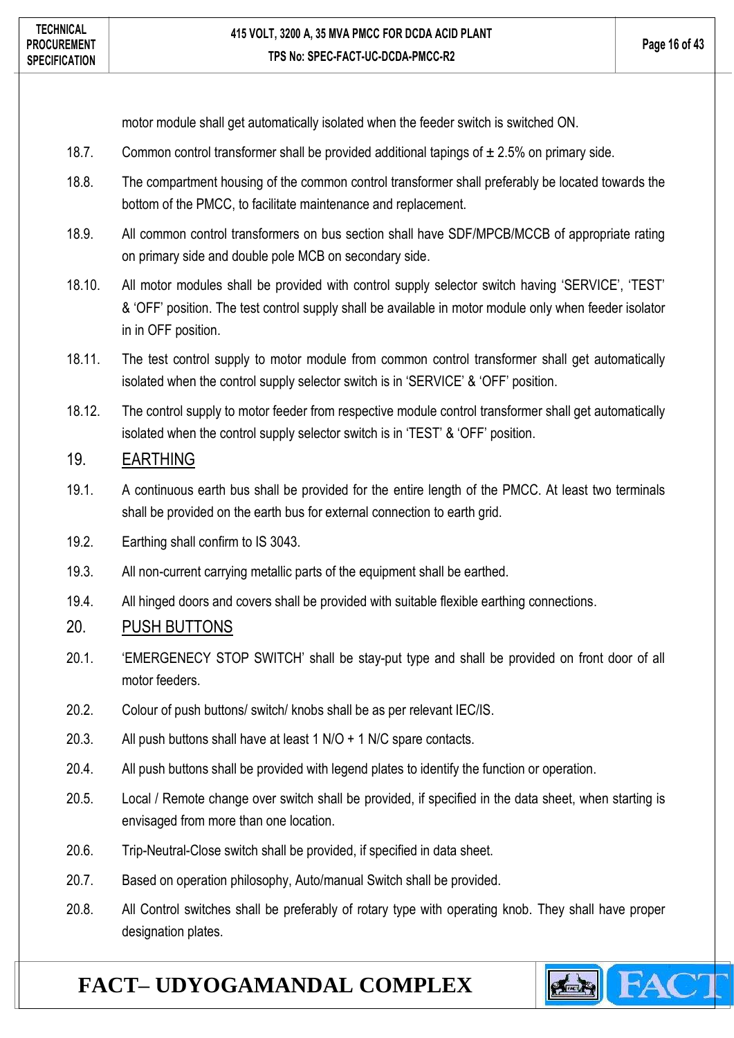motor module shall get automatically isolated when the feeder switch is switched ON.

18.7. Common control transformer shall be provided additional tapings of ± 2.5% on primary side.

18.8. The compartment housing of the common control transformer shall preferably be located towards the bottom of the PMCC, to facilitate maintenance and replacement.

18.9. All common control transformers on bus section shall have SDF/MPCB/MCCB of appropriate rating on primary side and double pole MCB on secondary side.

18.10. All motor modules shall be provided with control supply selector switch having 'SERVICE', 'TEST' & 'OFF' position. The test control supply shall be available in motor module only when feeder isolator in in OFF position.

18.11. The test control supply to motor module from common control transformer shall get automatically isolated when the control supply selector switch is in 'SERVICE' & 'OFF' position.

18.12. The control supply to motor feeder from respective module control transformer shall get automatically isolated when the control supply selector switch is in 'TEST' & 'OFF' position.

## 19. EARTHING

19.1. A continuous earth bus shall be provided for the entire length of the PMCC. At least two terminals shall be provided on the earth bus for external connection to earth grid.

19.2. Earthing shall confirm to IS 3043.

19.3. All non-current carrying metallic parts of the equipment shall be earthed.

19.4. All hinged doors and covers shall be provided with suitable flexible earthing connections.

## 20. PUSH BUTTONS

20.1. 'EMERGENECY STOP SWITCH' shall be stay-put type and shall be provided on front door of all motor feeders.

20.2. Colour of push buttons/ switch/ knobs shall be as per relevant IEC/IS.

20.3. All push buttons shall have at least 1 N/O + 1 N/C spare contacts.

20.4. All push buttons shall be provided with legend plates to identify the function or operation.

20.5. Local / Remote change over switch shall be provided, if specified in the data sheet, when starting is envisaged from more than one location.

20.6. Trip-Neutral-Close switch shall be provided, if specified in data sheet.

20.7. Based on operation philosophy, Auto/manual Switch shall be provided.

20.8. All Control switches shall be preferably of rotary type with operating knob. They shall have proper designation plates.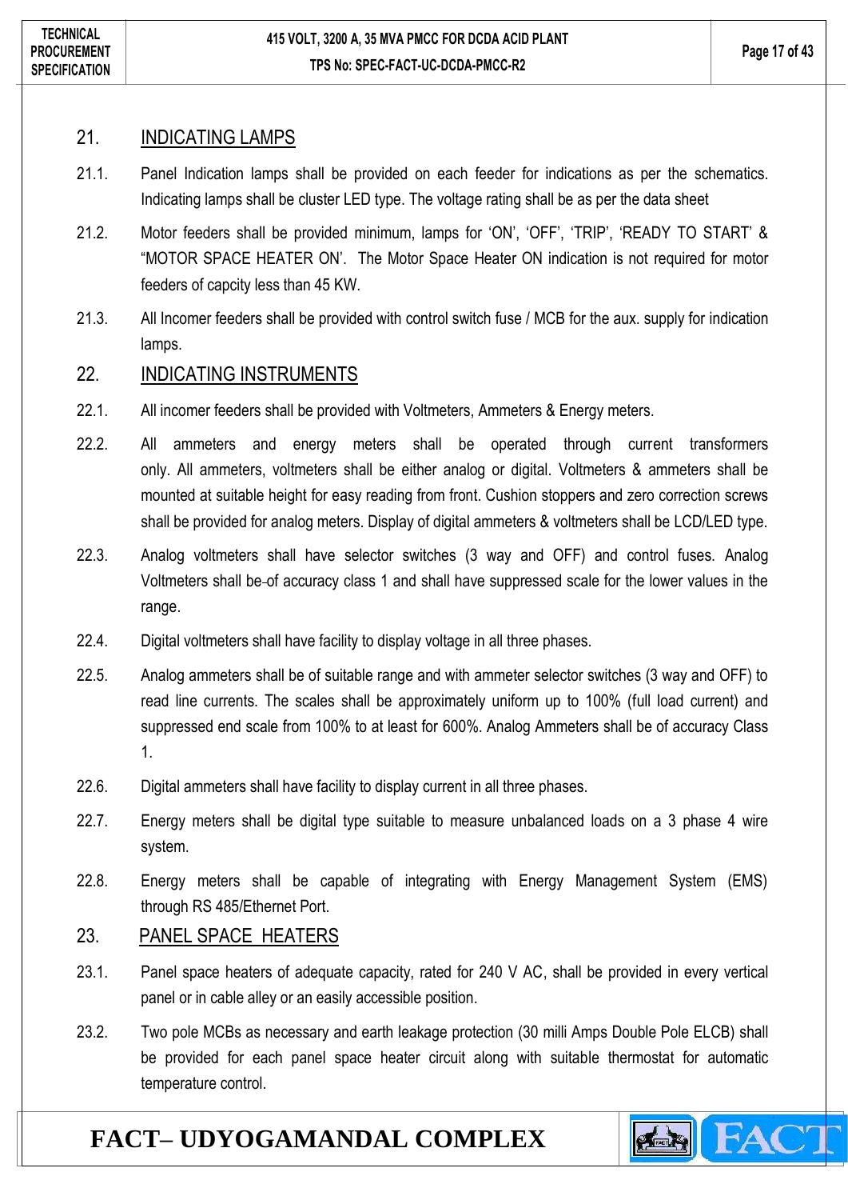## 21. INDICATING LAMPS

21.1. Panel Indication lamps shall be provided on each feeder for indications as per the schematics. Indicating lamps shall be cluster LED type. The voltage rating shall be as per the data sheet

21.2. Motor feeders shall be provided minimum, lamps for 'ON', 'OFF', 'TRIP', 'READY TO START' & "MOTOR SPACE HEATER ON'. The Motor Space Heater ON indication is not required for motor feeders of capcity less than 45 KW.

21.3. All Incomer feeders shall be provided with control switch fuse / MCB for the aux. supply for indication lamps.

## 22. INDICATING INSTRUMENTS

22.1. All incomer feeders shall be provided with Voltmeters, Ammeters & Energy meters.

22.2. All ammeters and energy meters shall be operated through current transformers only. All ammeters, voltmeters shall be either analog or digital. Voltmeters & ammeters shall be mounted at suitable height for easy reading from front. Cushion stoppers and zero correction screws shall be provided for analog meters. Display of digital ammeters & voltmeters shall be LCD/LED type.

22.3. Analog voltmeters shall have selector switches (3 way and OFF) and control fuses. Analog Voltmeters shall be of accuracy class 1 and shall have suppressed scale for the lower values in the range.

22.4. Digital voltmeters shall have facility to display voltage in all three phases.

22.5. Analog ammeters shall be of suitable range and with ammeter selector switches (3 way and OFF) to read line currents. The scales shall be approximately uniform up to 100% (full load current) and suppressed end scale from 100% to at least for 600%. Analog Ammeters shall be of accuracy Class 1.

22.6. Digital ammeters shall have facility to display current in all three phases.

22.7. Energy meters shall be digital type suitable to measure unbalanced loads on a 3 phase 4 wire system.

22.8. Energy meters shall be capable of integrating with Energy Management System (EMS) through RS 485/Ethernet Port.

## 23. PANEL SPACE HEATERS

23.1. Panel space heaters of adequate capacity, rated for 240 V AC, shall be provided in every vertical panel or in cable alley or an easily accessible position.

23.2. Two pole MCBs as necessary and earth leakage protection (30 milli Amps Double Pole ELCB) shall be provided for each panel space heater circuit along with suitable thermostat for automatic temperature control.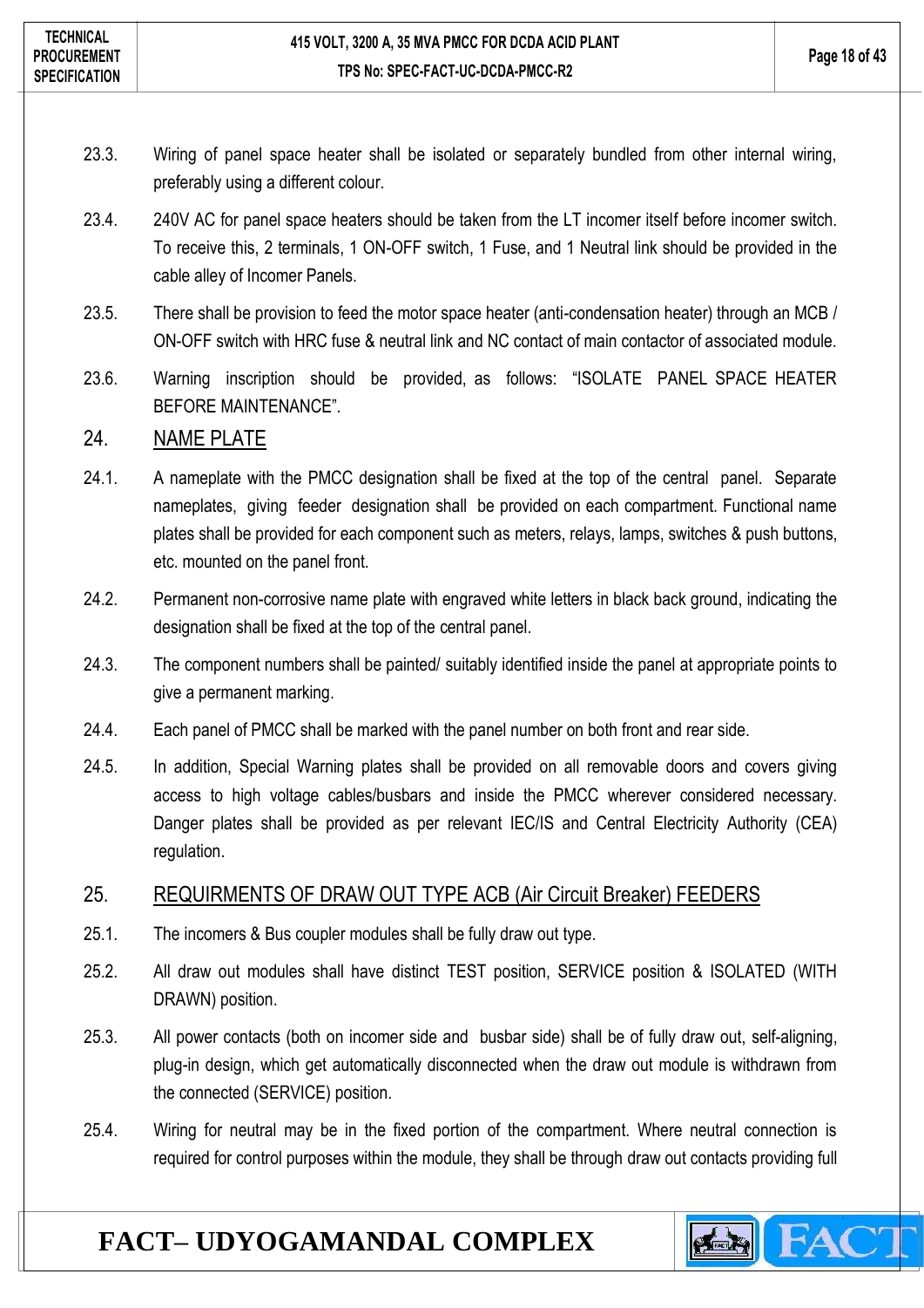23.3. Wiring of panel space heater shall be isolated or separately bundled from other internal wiring, preferably using a different colour.

23.4. 240V AC for panel space heaters should be taken from the LT incomer itself before incomer switch. To receive this, 2 terminals, 1 ON-OFF switch, 1 Fuse, and 1 Neutral link should be provided in the cable alley of Incomer Panels.

23.5. There shall be provision to feed the motor space heater (anti-condensation heater) through an MCB / ON-OFF switch with HRC fuse & neutral link and NC contact of main contactor of associated module.

23.6. Warning inscription should be provided, as follows: “ISOLATE PANEL SPACE HEATER BEFORE MAINTENANCE”.

## 24. NAME PLATE

24.1. A nameplate with the PMCC designation shall be fixed at the top of the central panel. Separate nameplates, giving feeder designation shall be provided on each compartment. Functional name plates shall be provided for each component such as meters, relays, lamps, switches & push buttons, etc. mounted on the panel front.

24.2. Permanent non-corrosive name plate with engraved white letters in black back ground, indicating the designation shall be fixed at the top of the central panel.

24.3. The component numbers shall be painted/ suitably identified inside the panel at appropriate points to give a permanent marking.

24.4. Each panel of PMCC shall be marked with the panel number on both front and rear side.

24.5. In addition, Special Warning plates shall be provided on all removable doors and covers giving access to high voltage cables/busbars and inside the PMCC wherever considered necessary. Danger plates shall be provided as per relevant IEC/IS and Central Electricity Authority (CEA) regulation.

## 25. REQUIRMENTS OF DRAW OUT TYPE ACB (Air Circuit Breaker) FEEDERS

25.1. The incomers & Bus coupler modules shall be fully draw out type.

25.2. All draw out modules shall have distinct TEST position, SERVICE position & ISOLATED (WITH DRAWN) position.

25.3. All power contacts (both on incomer side and busbar side) shall be of fully draw out, self-aligning, plug-in design, which get automatically disconnected when the draw out module is withdrawn from the connected (SERVICE) position.

25.4. Wiring for neutral may be in the fixed portion of the compartment. Where neutral connection is required for control purposes within the module, they shall be through draw out contacts providing full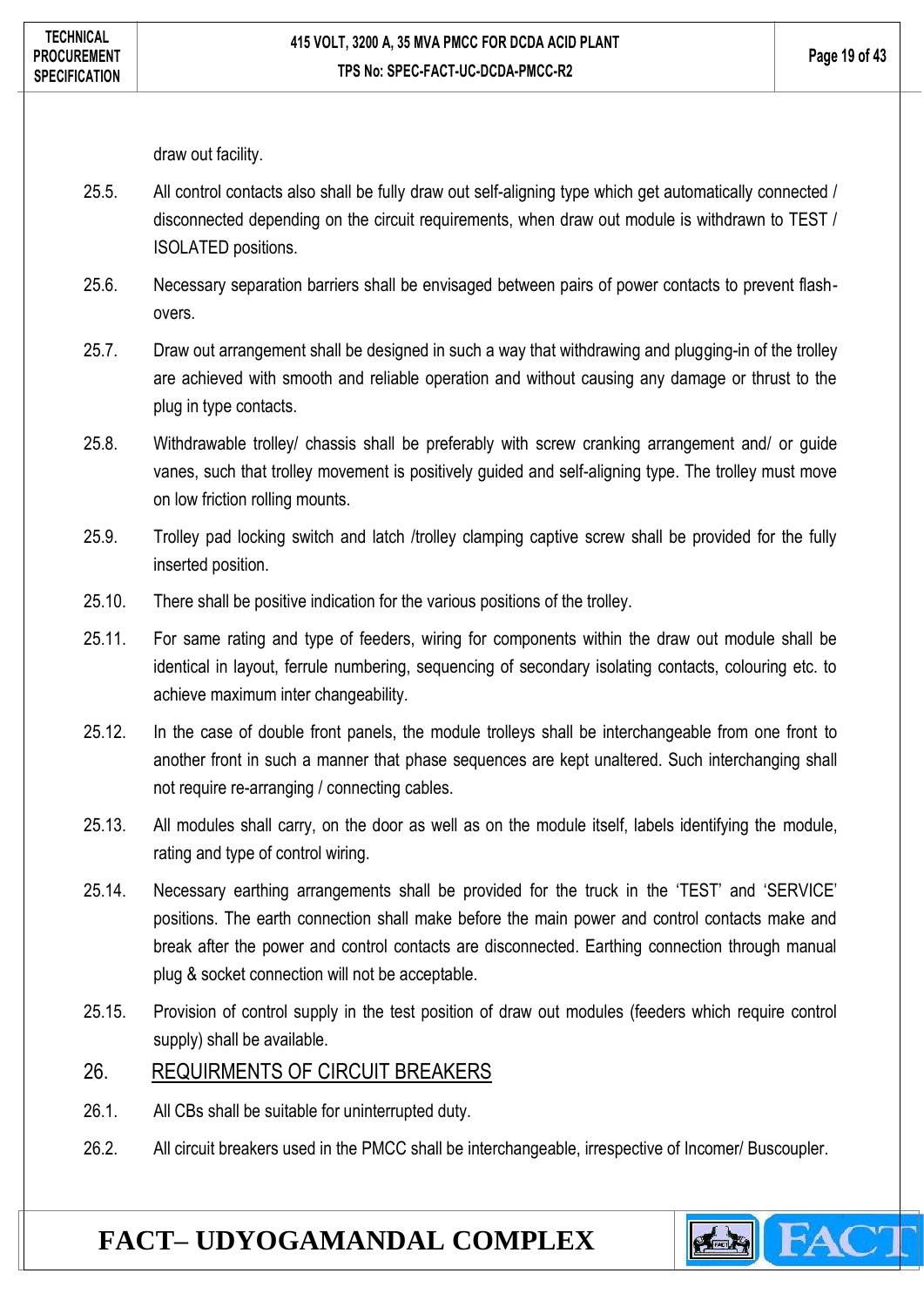draw out facility.

25.5. All control contacts also shall be fully draw out self-aligning type which get automatically connected / disconnected depending on the circuit requirements, when draw out module is withdrawn to TEST / ISOLATED positions.

25.6. Necessary separation barriers shall be envisaged between pairs of power contacts to prevent flash-overs.

25.7. Draw out arrangement shall be designed in such a way that withdrawing and plugging-in of the trolley are achieved with smooth and reliable operation and without causing any damage or thrust to the plug in type contacts.

25.8. Withdrawable trolley/ chassis shall be preferably with screw cranking arrangement and/ or guide vanes, such that trolley movement is positively guided and self-aligning type. The trolley must move on low friction rolling mounts.

25.9. Trolley pad locking switch and latch /trolley clamping captive screw shall be provided for the fully inserted position.

25.10. There shall be positive indication for the various positions of the trolley.

25.11. For same rating and type of feeders, wiring for components within the draw out module shall be identical in layout, ferrule numbering, sequencing of secondary isolating contacts, colouring etc. to achieve maximum inter changeability.

25.12. In the case of double front panels, the module trolleys shall be interchangeable from one front to another front in such a manner that phase sequences are kept unaltered. Such interchanging shall not require re-arranging / connecting cables.

25.13. All modules shall carry, on the door as well as on the module itself, labels identifying the module, rating and type of control wiring.

25.14. Necessary earthing arrangements shall be provided for the truck in the 'TEST' and 'SERVICE' positions. The earth connection shall make before the main power and control contacts make and break after the power and control contacts are disconnected. Earthing connection through manual plug & socket connection will not be acceptable.

25.15. Provision of control supply in the test position of draw out modules (feeders which require control supply) shall be available.

## 26. REQUIRMENTS OF CIRCUIT BREAKERS

26.1. All CBs shall be suitable for uninterrupted duty.

26.2. All circuit breakers used in the PMCC shall be interchangeable, irrespective of Incomer/ Buscoupler.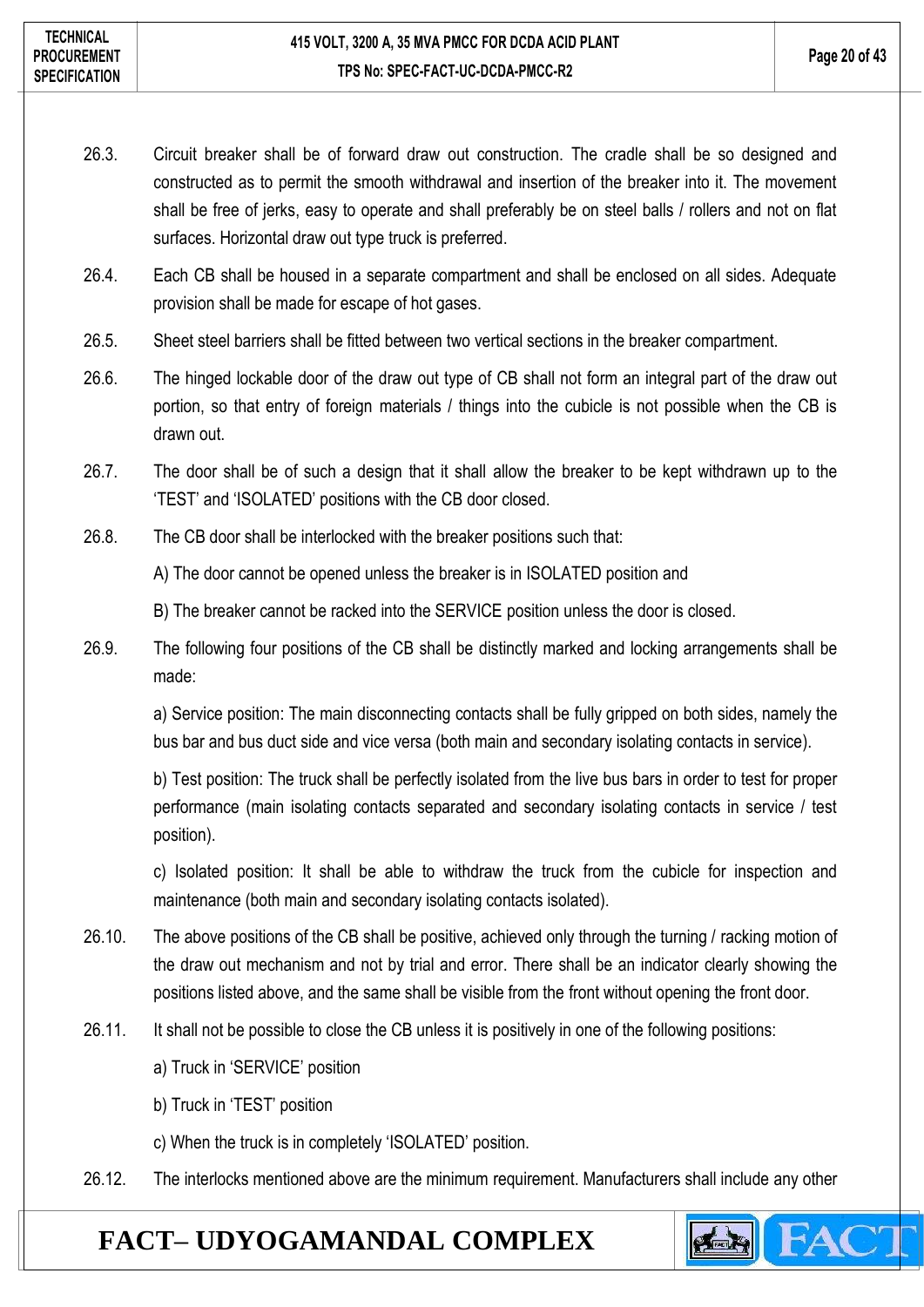26.3. Circuit breaker shall be of forward draw out construction. The cradle shall be so designed and constructed as to permit the smooth withdrawal and insertion of the breaker into it. The movement shall be free of jerks, easy to operate and shall preferably be on steel balls / rollers and not on flat surfaces. Horizontal draw out type truck is preferred.

26.4. Each CB shall be housed in a separate compartment and shall be enclosed on all sides. Adequate provision shall be made for escape of hot gases.

26.5. Sheet steel barriers shall be fitted between two vertical sections in the breaker compartment.

26.6. The hinged lockable door of the draw out type of CB shall not form an integral part of the draw out portion, so that entry of foreign materials / things into the cubicle is not possible when the CB is drawn out.

26.7. The door shall be of such a design that it shall allow the breaker to be kept withdrawn up to the 'TEST' and 'ISOLATED' positions with the CB door closed.

26.8. The CB door shall be interlocked with the breaker positions such that:

A) The door cannot be opened unless the breaker is in ISOLATED position and

B) The breaker cannot be racked into the SERVICE position unless the door is closed.

26.9. The following four positions of the CB shall be distinctly marked and locking arrangements shall be made:

a) Service position: The main disconnecting contacts shall be fully gripped on both sides, namely the bus bar and bus duct side and vice versa (both main and secondary isolating contacts in service).

b) Test position: The truck shall be perfectly isolated from the live bus bars in order to test for proper performance (main isolating contacts separated and secondary isolating contacts in service / test position).

c) Isolated position: It shall be able to withdraw the truck from the cubicle for inspection and maintenance (both main and secondary isolating contacts isolated).

26.10. The above positions of the CB shall be positive, achieved only through the turning / racking motion of the draw out mechanism and not by trial and error. There shall be an indicator clearly showing the positions listed above, and the same shall be visible from the front without opening the front door.

26.11. It shall not be possible to close the CB unless it is positively in one of the following positions:

a) Truck in 'SERVICE' position

b) Truck in 'TEST' position

c) When the truck is in completely 'ISOLATED' position.

26.12. The interlocks mentioned above are the minimum requirement. Manufacturers shall include any other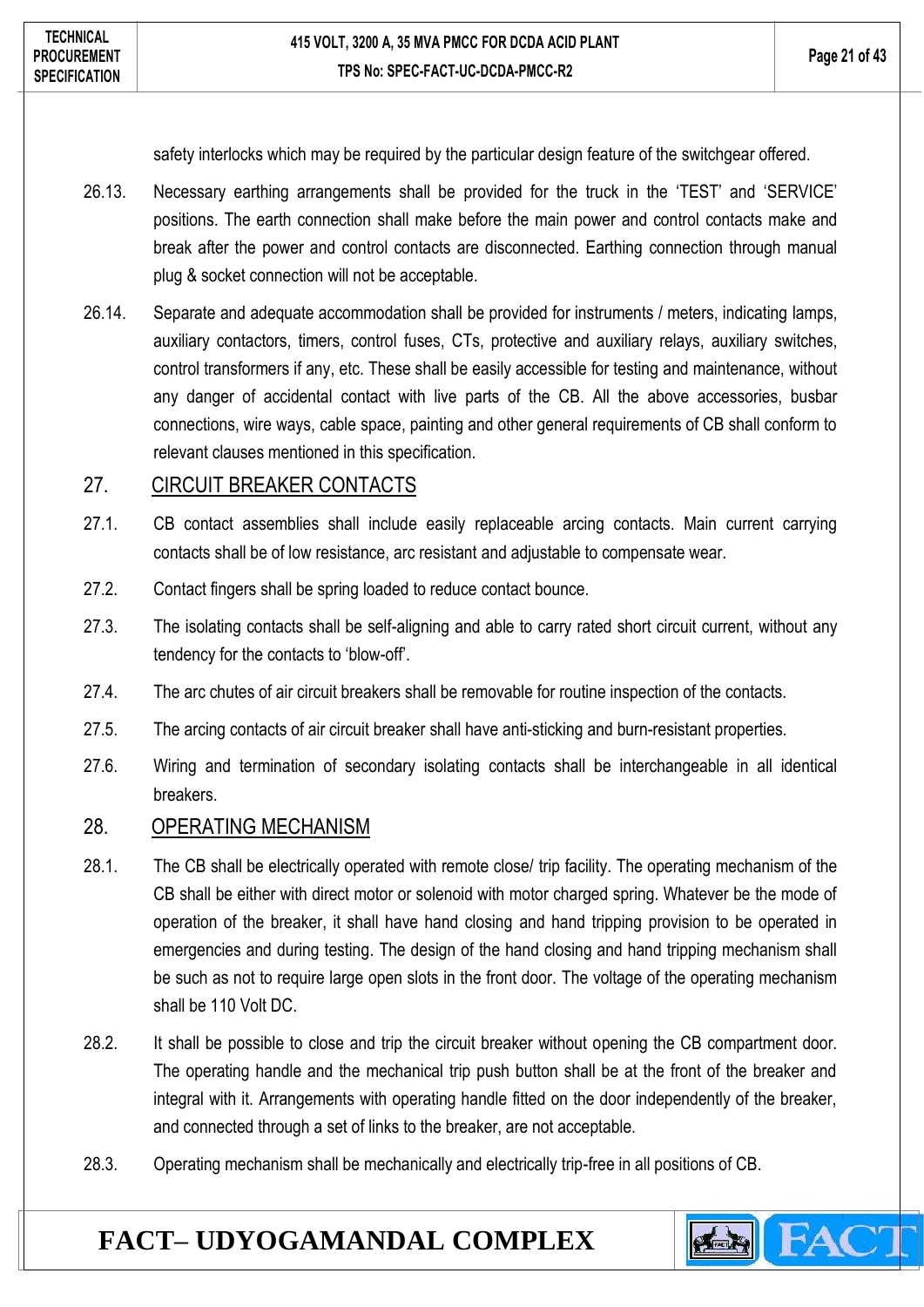safety interlocks which may be required by the particular design feature of the switchgear offered.

26.13. Necessary earthing arrangements shall be provided for the truck in the 'TEST' and 'SERVICE' positions. The earth connection shall make before the main power and control contacts make and break after the power and control contacts are disconnected. Earthing connection through manual plug & socket connection will not be acceptable.

26.14. Separate and adequate accommodation shall be provided for instruments / meters, indicating lamps, auxiliary contactors, timers, control fuses, CTs, protective and auxiliary relays, auxiliary switches, control transformers if any, etc. These shall be easily accessible for testing and maintenance, without any danger of accidental contact with live parts of the CB. All the above accessories, busbar connections, wire ways, cable space, painting and other general requirements of CB shall conform to relevant clauses mentioned in this specification.

## 27. CIRCUIT BREAKER CONTACTS

27.1. CB contact assemblies shall include easily replaceable arcing contacts. Main current carrying contacts shall be of low resistance, arc resistant and adjustable to compensate wear.

27.2. Contact fingers shall be spring loaded to reduce contact bounce.

27.3. The isolating contacts shall be self-aligning and able to carry rated short circuit current, without any tendency for the contacts to 'blow-off'.

27.4. The arc chutes of air circuit breakers shall be removable for routine inspection of the contacts.

27.5. The arcing contacts of air circuit breaker shall have anti-sticking and burn-resistant properties.

27.6. Wiring and termination of secondary isolating contacts shall be interchangeable in all identical breakers.

## 28. OPERATING MECHANISM

28.1. The CB shall be electrically operated with remote close/ trip facility. The operating mechanism of the CB shall be either with direct motor or solenoid with motor charged spring. Whatever be the mode of operation of the breaker, it shall have hand closing and hand tripping provision to be operated in emergencies and during testing. The design of the hand closing and hand tripping mechanism shall be such as not to require large open slots in the front door. The voltage of the operating mechanism shall be 110 Volt DC.

28.2. It shall be possible to close and trip the circuit breaker without opening the CB compartment door. The operating handle and the mechanical trip push button shall be at the front of the breaker and integral with it. Arrangements with operating handle fitted on the door independently of the breaker, and connected through a set of links to the breaker, are not acceptable.

28.3. Operating mechanism shall be mechanically and electrically trip-free in all positions of CB.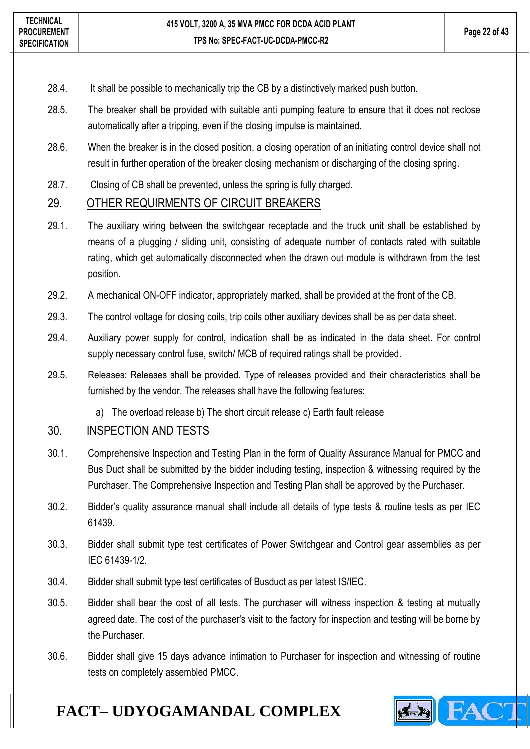28.4. It shall be possible to mechanically trip the CB by a distinctively marked push button.

28.5. The breaker shall be provided with suitable anti pumping feature to ensure that it does not reclose automatically after a tripping, even if the closing impulse is maintained.

28.6. When the breaker is in the closed position, a closing operation of an initiating control device shall not result in further operation of the breaker closing mechanism or discharging of the closing spring.

28.7. Closing of CB shall be prevented, unless the spring is fully charged.

## 29. OTHER REQUIRMENTS OF CIRCUIT BREAKERS

29.1. The auxiliary wiring between the switchgear receptacle and the truck unit shall be established by means of a plugging / sliding unit, consisting of adequate number of contacts rated with suitable rating, which get automatically disconnected when the drawn out module is withdrawn from the test position.

29.2. A mechanical ON-OFF indicator, appropriately marked, shall be provided at the front of the CB.

29.3. The control voltage for closing coils, trip coils other auxiliary devices shall be as per data sheet.

29.4. Auxiliary power supply for control, indication shall be as indicated in the data sheet. For control supply necessary control fuse, switch/ MCB of required ratings shall be provided.

29.5. Releases: Releases shall be provided. Type of releases provided and their characteristics shall be furnished by the vendor. The releases shall have the following features:

a) The overload release b) The short circuit release c) Earth fault release

## 30. INSPECTION AND TESTS

30.1. Comprehensive Inspection and Testing Plan in the form of Quality Assurance Manual for PMCC and Bus Duct shall be submitted by the bidder including testing, inspection & witnessing required by the Purchaser. The Comprehensive Inspection and Testing Plan shall be approved by the Purchaser.

30.2. Bidder's quality assurance manual shall include all details of type tests & routine tests as per IEC 61439.

30.3. Bidder shall submit type test certificates of Power Switchgear and Control gear assemblies as per IEC 61439-1/2.

30.4. Bidder shall submit type test certificates of Busduct as per latest IS/IEC.

30.5. Bidder shall bear the cost of all tests. The purchaser will witness inspection & testing at mutually agreed date. The cost of the purchaser's visit to the factory for inspection and testing will be borne by the Purchaser.

30.6. Bidder shall give 15 days advance intimation to Purchaser for inspection and witnessing of routine tests on completely assembled PMCC.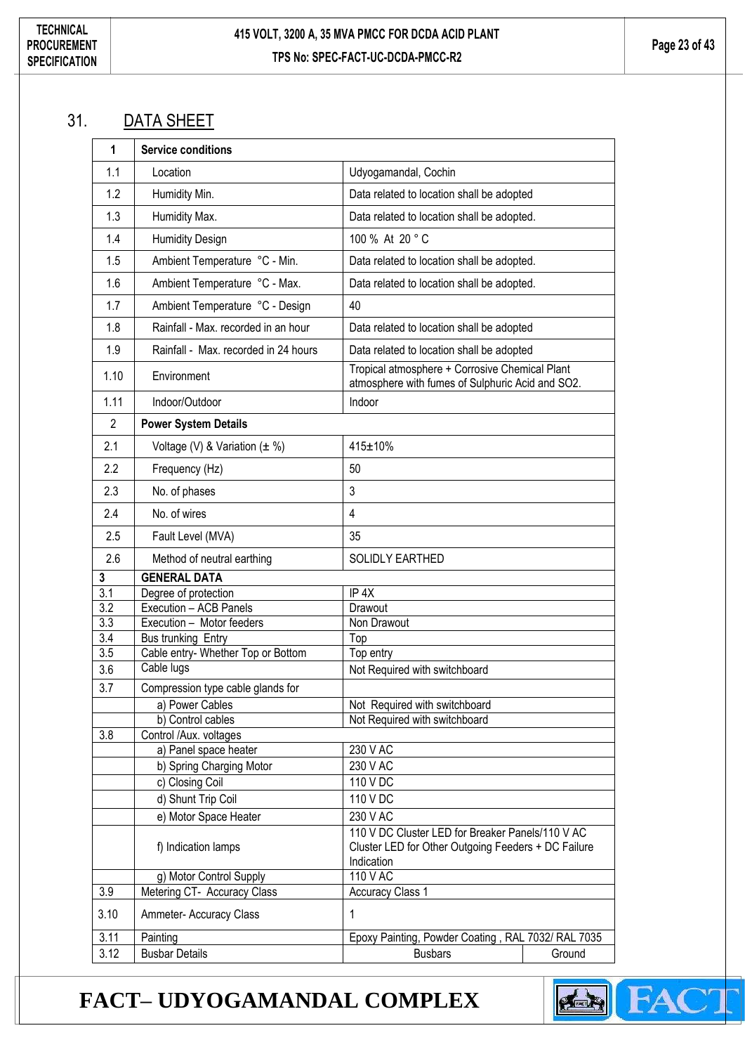# 31. DATA SHEET

| 1 | **Service conditions** | | |
|---|---|---|---|
| 1.1 | Location | Udyogamandal, Cochin | |
| 1.2 | Humidity Min. | Data related to location shall be adopted | |
| 1.3 | Humidity Max. | Data related to location shall be adopted. | |
| 1.4 | Humidity Design | 100 % At 20 ° C | |
| 1.5 | Ambient Temperature °C - Min. | Data related to location shall be adopted. | |
| 1.6 | Ambient Temperature °C - Max. | Data related to location shall be adopted. | |
| 1.7 | Ambient Temperature °C - Design | 40 | |
| 1.8 | Rainfall - Max. recorded in an hour | Data related to location shall be adopted | |
| 1.9 | Rainfall - Max. recorded in 24 hours | Data related to location shall be adopted | |
| 1.10 | Environment | Tropical atmosphere + Corrosive Chemical Plant atmosphere with fumes of Sulphuric Acid and SO2. | |
| 1.11 | Indoor/Outdoor | Indoor | |
| 2 | **Power System Details** | | |
| 2.1 | Voltage (V) & Variation (± %) | 415±10% | |
| 2.2 | Frequency (Hz) | 50 | |
| 2.3 | No. of phases | 3 | |
| 2.4 | No. of wires | 4 | |
| 2.5 | Fault Level (MVA) | 35 | |
| 2.6 | Method of neutral earthing | SOLIDLY EARTHED | |
| **3** | **GENERAL DATA** | | |
| 3.1 | Degree of protection | IP 4X | |
| 3.2 | Execution – ACB Panels | Drawout | |
| 3.3 | Execution – Motor feeders | Non Drawout | |
| 3.4 | Bus trunking Entry | Top | |
| 3.5 | Cable entry- Whether Top or Bottom | Top entry | |
| 3.6 | Cable lugs | Not Required with switchboard | |
| 3.7 | Compression type cable glands for | | |
| | a) Power Cables | Not Required with switchboard | |
| | b) Control cables | Not Required with switchboard | |
| 3.8 | Control /Aux. voltages | | |
| | a) Panel space heater | 230 V AC | |
| | b) Spring Charging Motor | 230 V AC | |
| | c) Closing Coil | 110 V DC | |
| | d) Shunt Trip Coil | 110 V DC | |
| | e) Motor Space Heater | 230 V AC | |
| | f) Indication lamps | 110 V DC Cluster LED for Breaker Panels/110 V AC Cluster LED for Other Outgoing Feeders + DC Failure Indication | |
| | g) Motor Control Supply | 110 V AC | |
| 3.9 | Metering CT- Accuracy Class | Accuracy Class 1 | |
| 3.10 | Ammeter- Accuracy Class | 1 | |
| 3.11 | Painting | Epoxy Painting, Powder Coating , RAL 7032/ RAL 7035 | |
| 3.12 | Busbar Details | Busbars | Ground |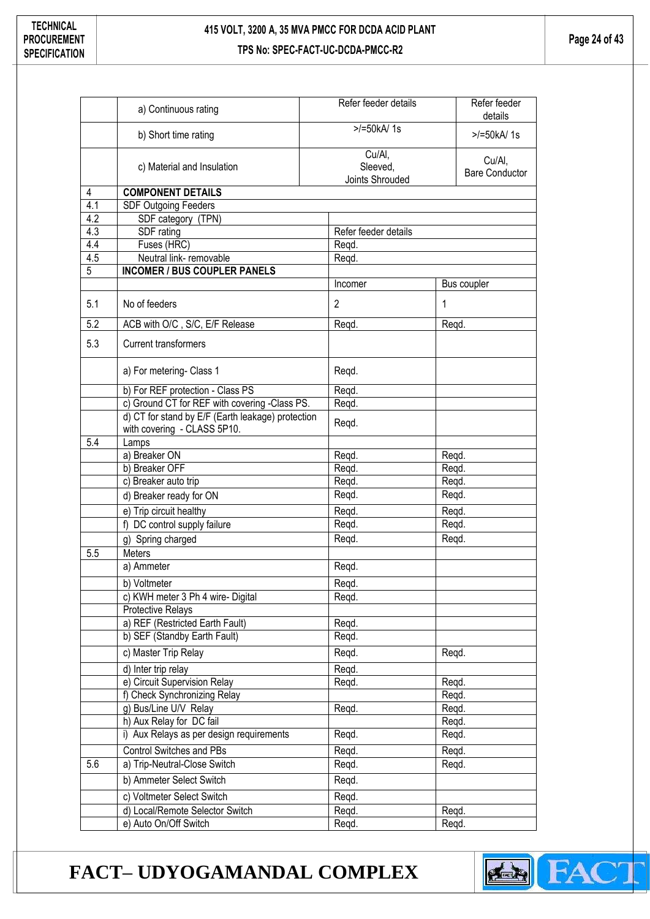| | | | |
|---|---|---|---|
| | a) Continuous rating | Refer feeder details | Refer feeder details |
| | b) Short time rating | >/=50kA/ 1s | >/=50kA/ 1s |
| | c) Material and Insulation | Cu/Al, Sleeved, Joints Shrouded | Cu/Al, Bare Conductor |
| 4 | **COMPONENT DETAILS** | | |
| 4.1 | SDF Outgoing Feeders | | |
| 4.2 | SDF category (TPN) | | |
| 4.3 | SDF rating | Refer feeder details | |
| 4.4 | Fuses (HRC) | Reqd. | |
| 4.5 | Neutral link- removable | Reqd. | |
| 5 | **INCOMER / BUS COUPLER PANELS** | | |
| | | Incomer | Bus coupler |
| 5.1 | No of feeders | 2 | 1 |
| 5.2 | ACB with O/C , S/C, E/F Release | Reqd. | Reqd. |
| 5.3 | Current transformers | | |
| | a) For metering- Class 1 | Reqd. | |
| | b) For REF protection - Class PS | Reqd. | |
| | c) Ground CT for REF with covering -Class PS. | Reqd. | |
| | d) CT for stand by E/F (Earth leakage) protection with covering - CLASS 5P10. | Reqd. | |
| 5.4 | Lamps | | |
| | a) Breaker ON | Reqd. | Reqd. |
| | b) Breaker OFF | Reqd. | Reqd. |
| | c) Breaker auto trip | Reqd. | Reqd. |
| | d) Breaker ready for ON | Reqd. | Reqd. |
| | e) Trip circuit healthy | Reqd. | Reqd. |
| | f) DC control supply failure | Reqd. | Reqd. |
| | g) Spring charged | Reqd. | Reqd. |
| 5.5 | Meters | | |
| | a) Ammeter | Reqd. | |
| | b) Voltmeter | Reqd. | |
| | c) KWH meter 3 Ph 4 wire- Digital | Reqd. | |
| | Protective Relays | | |
| | a) REF (Restricted Earth Fault) | Reqd. | |
| | b) SEF (Standby Earth Fault) | Reqd. | |
| | c) Master Trip Relay | Reqd. | Reqd. |
| | d) Inter trip relay | Reqd. | |
| | e) Circuit Supervision Relay | Reqd. | Reqd. |
| | f) Check Synchronizing Relay | | Reqd. |
| | g) Bus/Line U/V Relay | Reqd. | Reqd. |
| | h) Aux Relay for DC fail | | Reqd. |
| | i) Aux Relays as per design requirements | Reqd. | Reqd. |
| | Control Switches and PBs | Reqd. | Reqd. |
| 5.6 | a) Trip-Neutral-Close Switch | Reqd. | Reqd. |
| | b) Ammeter Select Switch | Reqd. | |
| | c) Voltmeter Select Switch | Reqd. | |
| | d) Local/Remote Selector Switch | Reqd. | Reqd. |
| | e) Auto On/Off Switch | Reqd. | Reqd. |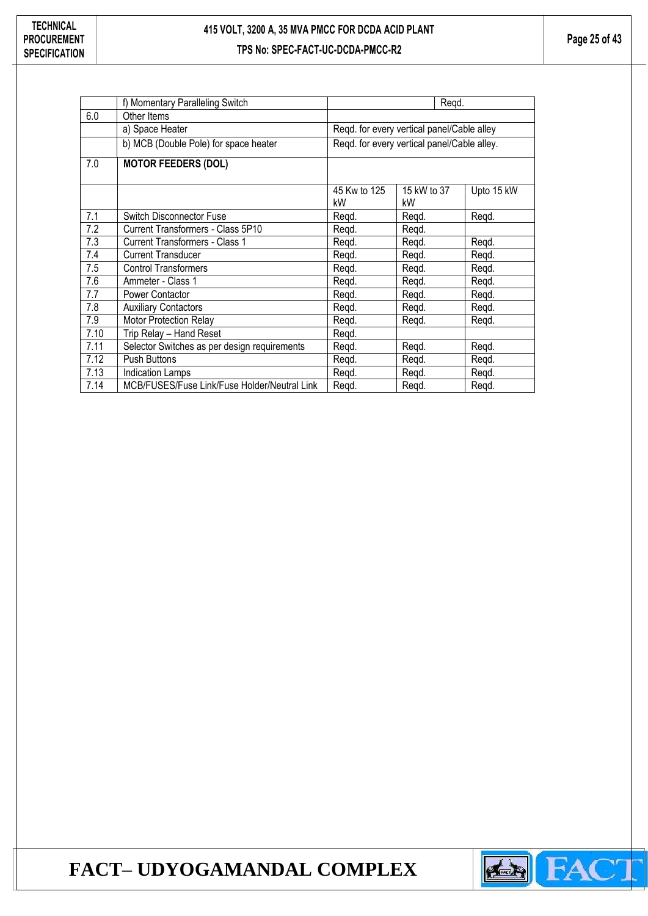|  |  |  |  |  |
|---|---|---|---|---|
|  | f) Momentary Paralleling Switch |  | Reqd. |  |
| 6.0 | Other Items |  |  |  |
|  | a) Space Heater | Reqd. for every vertical panel/Cable alley |  |  |
|  | b) MCB (Double Pole) for space heater | Reqd. for every vertical panel/Cable alley. |  |  |
| 7.0 | **MOTOR FEEDERS (DOL)** |  |  |  |
|  |  | 45 Kw to 125 kW | 15 kW to 37 kW | Upto 15 kW |
| 7.1 | Switch Disconnector Fuse | Reqd. | Reqd. | Reqd. |
| 7.2 | Current Transformers - Class 5P10 | Reqd. | Reqd. |  |
| 7.3 | Current Transformers - Class 1 | Reqd. | Reqd. | Reqd. |
| 7.4 | Current Transducer | Reqd. | Reqd. | Reqd. |
| 7.5 | Control Transformers | Reqd. | Reqd. | Reqd. |
| 7.6 | Ammeter - Class 1 | Reqd. | Reqd. | Reqd. |
| 7.7 | Power Contactor | Reqd. | Reqd. | Reqd. |
| 7.8 | Auxiliary Contactors | Reqd. | Reqd. | Reqd. |
| 7.9 | Motor Protection Relay | Reqd. | Reqd. | Reqd. |
| 7.10 | Trip Relay – Hand Reset | Reqd. |  |  |
| 7.11 | Selector Switches as per design requirements | Reqd. | Reqd. | Reqd. |
| 7.12 | Push Buttons | Reqd. | Reqd. | Reqd. |
| 7.13 | Indication Lamps | Reqd. | Reqd. | Reqd. |
| 7.14 | MCB/FUSES/Fuse Link/Fuse Holder/Neutral Link | Reqd. | Reqd. | Reqd. |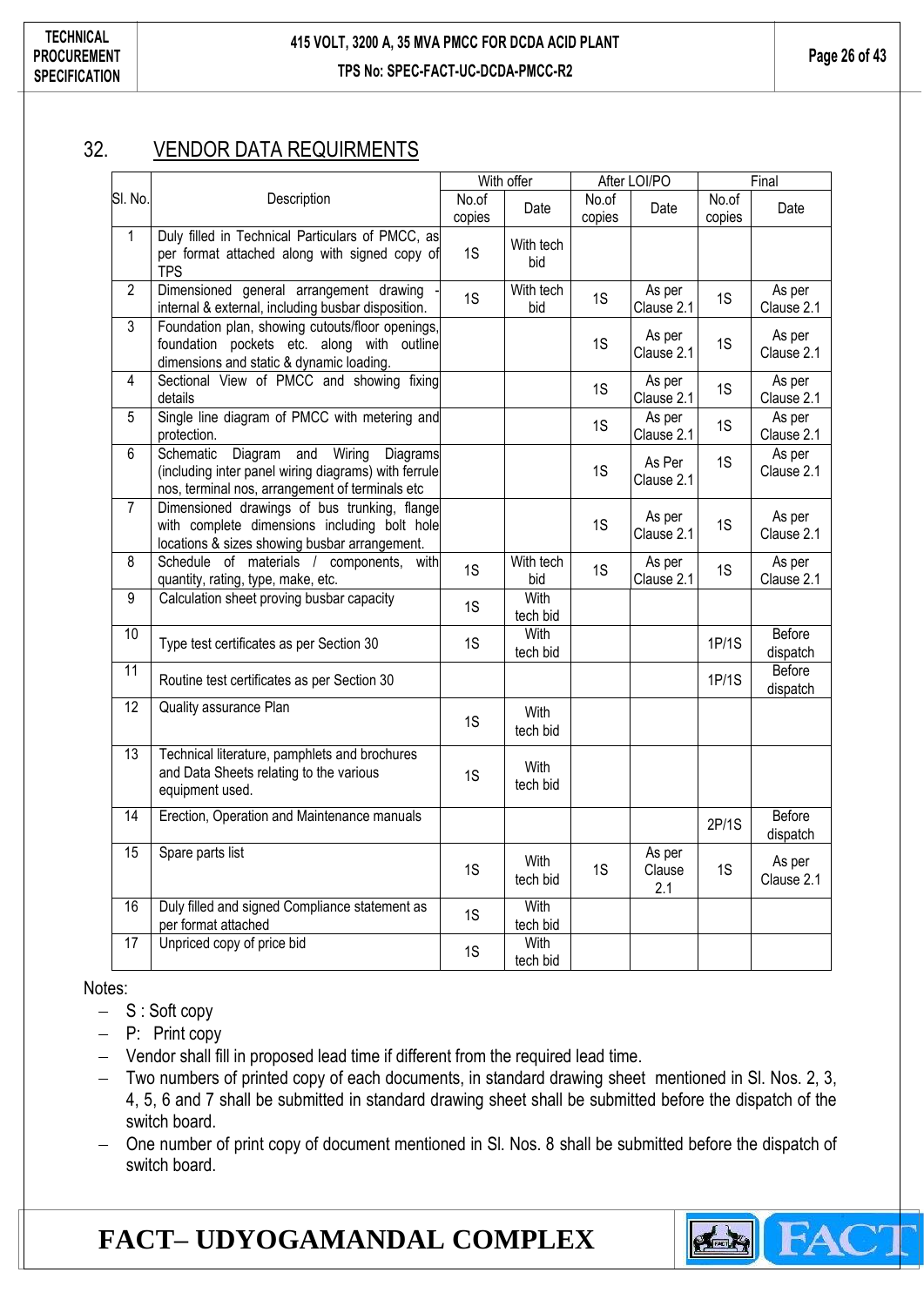## 32. VENDOR DATA REQUIRMENTS

| Sl. No. | Description | With offer | | After LOI/PO | | Final | |
|---|---|---|---|---|---|---|---|
| | | No.of copies | Date | No.of copies | Date | No.of copies | Date |
| 1 | Duly filled in Technical Particulars of PMCC, as per format attached along with signed copy of TPS | 1S | With tech bid | | | | |
| 2 | Dimensioned general arrangement drawing - internal & external, including busbar disposition. | 1S | With tech bid | 1S | As per Clause 2.1 | 1S | As per Clause 2.1 |
| 3 | Foundation plan, showing cutouts/floor openings, foundation pockets etc. along with outline dimensions and static & dynamic loading. | | | 1S | As per Clause 2.1 | 1S | As per Clause 2.1 |
| 4 | Sectional View of PMCC and showing fixing details | | | 1S | As per Clause 2.1 | 1S | As per Clause 2.1 |
| 5 | Single line diagram of PMCC with metering and protection. | | | 1S | As per Clause 2.1 | 1S | As per Clause 2.1 |
| 6 | Schematic Diagram and Wiring Diagrams (including inter panel wiring diagrams) with ferrule nos, terminal nos, arrangement of terminals etc | | | 1S | As Per Clause 2.1 | 1S | As per Clause 2.1 |
| 7 | Dimensioned drawings of bus trunking, flange with complete dimensions including bolt hole locations & sizes showing busbar arrangement. | | | 1S | As per Clause 2.1 | 1S | As per Clause 2.1 |
| 8 | Schedule of materials / components, with quantity, rating, type, make, etc. | 1S | With tech bid | 1S | As per Clause 2.1 | 1S | As per Clause 2.1 |
| 9 | Calculation sheet proving busbar capacity | 1S | With tech bid | | | | |
| 10 | Type test certificates as per Section 30 | 1S | With tech bid | | | 1P/1S | Before dispatch |
| 11 | Routine test certificates as per Section 30 | | | | | 1P/1S | Before dispatch |
| 12 | Quality assurance Plan | 1S | With tech bid | | | | |
| 13 | Technical literature, pamphlets and brochures and Data Sheets relating to the various equipment used. | 1S | With tech bid | | | | |
| 14 | Erection, Operation and Maintenance manuals | | | | | 2P/1S | Before dispatch |
| 15 | Spare parts list | 1S | With tech bid | 1S | As per Clause 2.1 | 1S | As per Clause 2.1 |
| 16 | Duly filled and signed Compliance statement as per format attached | 1S | With tech bid | | | | |
| 17 | Unpriced copy of price bid | 1S | With tech bid | | | | |

Notes:

- S : Soft copy
- P: Print copy
- Vendor shall fill in proposed lead time if different from the required lead time.
- Two numbers of printed copy of each documents, in standard drawing sheet mentioned in Sl. Nos. 2, 3, 4, 5, 6 and 7 shall be submitted in standard drawing sheet shall be submitted before the dispatch of the switch board.
- One number of print copy of document mentioned in Sl. Nos. 8 shall be submitted before the dispatch of switch board.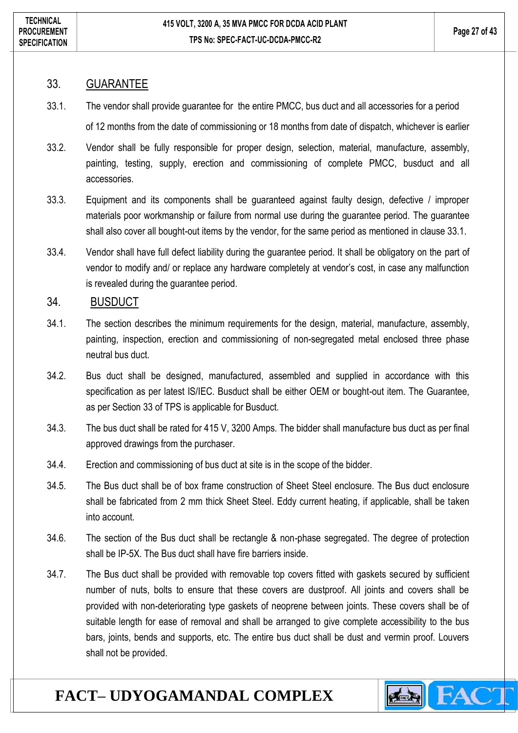## 33. GUARANTEE

33.1. The vendor shall provide guarantee for the entire PMCC, bus duct and all accessories for a period of 12 months from the date of commissioning or 18 months from date of dispatch, whichever is earlier

33.2. Vendor shall be fully responsible for proper design, selection, material, manufacture, assembly, painting, testing, supply, erection and commissioning of complete PMCC, busduct and all accessories.

33.3. Equipment and its components shall be guaranteed against faulty design, defective / improper materials poor workmanship or failure from normal use during the guarantee period. The guarantee shall also cover all bought-out items by the vendor, for the same period as mentioned in clause 33.1.

33.4. Vendor shall have full defect liability during the guarantee period. It shall be obligatory on the part of vendor to modify and/ or replace any hardware completely at vendor's cost, in case any malfunction is revealed during the guarantee period.

## 34. BUSDUCT

34.1. The section describes the minimum requirements for the design, material, manufacture, assembly, painting, inspection, erection and commissioning of non-segregated metal enclosed three phase neutral bus duct.

34.2. Bus duct shall be designed, manufactured, assembled and supplied in accordance with this specification as per latest IS/IEC. Busduct shall be either OEM or bought-out item. The Guarantee, as per Section 33 of TPS is applicable for Busduct.

34.3. The bus duct shall be rated for 415 V, 3200 Amps. The bidder shall manufacture bus duct as per final approved drawings from the purchaser.

34.4. Erection and commissioning of bus duct at site is in the scope of the bidder.

34.5. The Bus duct shall be of box frame construction of Sheet Steel enclosure. The Bus duct enclosure shall be fabricated from 2 mm thick Sheet Steel. Eddy current heating, if applicable, shall be taken into account.

34.6. The section of the Bus duct shall be rectangle & non-phase segregated. The degree of protection shall be IP-5X. The Bus duct shall have fire barriers inside.

34.7. The Bus duct shall be provided with removable top covers fitted with gaskets secured by sufficient number of nuts, bolts to ensure that these covers are dustproof. All joints and covers shall be provided with non-deteriorating type gaskets of neoprene between joints. These covers shall be of suitable length for ease of removal and shall be arranged to give complete accessibility to the bus bars, joints, bends and supports, etc. The entire bus duct shall be dust and vermin proof. Louvers shall not be provided.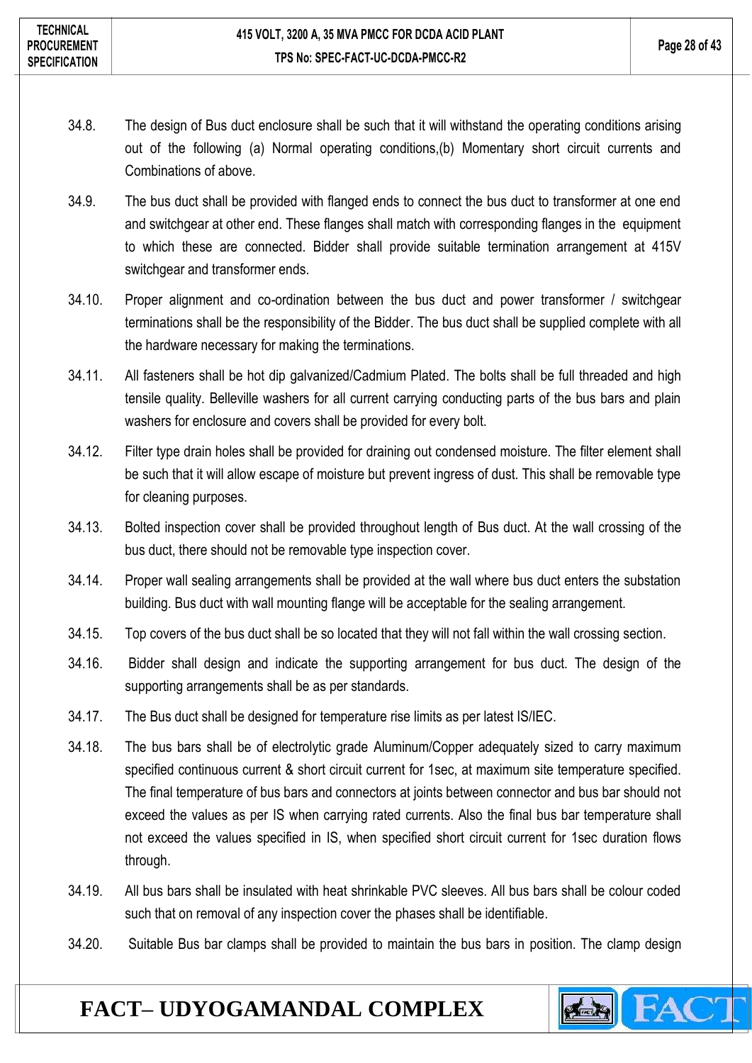34.8. The design of Bus duct enclosure shall be such that it will withstand the operating conditions arising out of the following (a) Normal operating conditions,(b) Momentary short circuit currents and Combinations of above.

34.9. The bus duct shall be provided with flanged ends to connect the bus duct to transformer at one end and switchgear at other end. These flanges shall match with corresponding flanges in the equipment to which these are connected. Bidder shall provide suitable termination arrangement at 415V switchgear and transformer ends.

34.10. Proper alignment and co-ordination between the bus duct and power transformer / switchgear terminations shall be the responsibility of the Bidder. The bus duct shall be supplied complete with all the hardware necessary for making the terminations.

34.11. All fasteners shall be hot dip galvanized/Cadmium Plated. The bolts shall be full threaded and high tensile quality. Belleville washers for all current carrying conducting parts of the bus bars and plain washers for enclosure and covers shall be provided for every bolt.

34.12. Filter type drain holes shall be provided for draining out condensed moisture. The filter element shall be such that it will allow escape of moisture but prevent ingress of dust. This shall be removable type for cleaning purposes.

34.13. Bolted inspection cover shall be provided throughout length of Bus duct. At the wall crossing of the bus duct, there should not be removable type inspection cover.

34.14. Proper wall sealing arrangements shall be provided at the wall where bus duct enters the substation building. Bus duct with wall mounting flange will be acceptable for the sealing arrangement.

34.15. Top covers of the bus duct shall be so located that they will not fall within the wall crossing section.

34.16. Bidder shall design and indicate the supporting arrangement for bus duct. The design of the supporting arrangements shall be as per standards.

34.17. The Bus duct shall be designed for temperature rise limits as per latest IS/IEC.

34.18. The bus bars shall be of electrolytic grade Aluminum/Copper adequately sized to carry maximum specified continuous current & short circuit current for 1sec, at maximum site temperature specified. The final temperature of bus bars and connectors at joints between connector and bus bar should not exceed the values as per IS when carrying rated currents. Also the final bus bar temperature shall not exceed the values specified in IS, when specified short circuit current for 1sec duration flows through.

34.19. All bus bars shall be insulated with heat shrinkable PVC sleeves. All bus bars shall be colour coded such that on removal of any inspection cover the phases shall be identifiable.

34.20. Suitable Bus bar clamps shall be provided to maintain the bus bars in position. The clamp design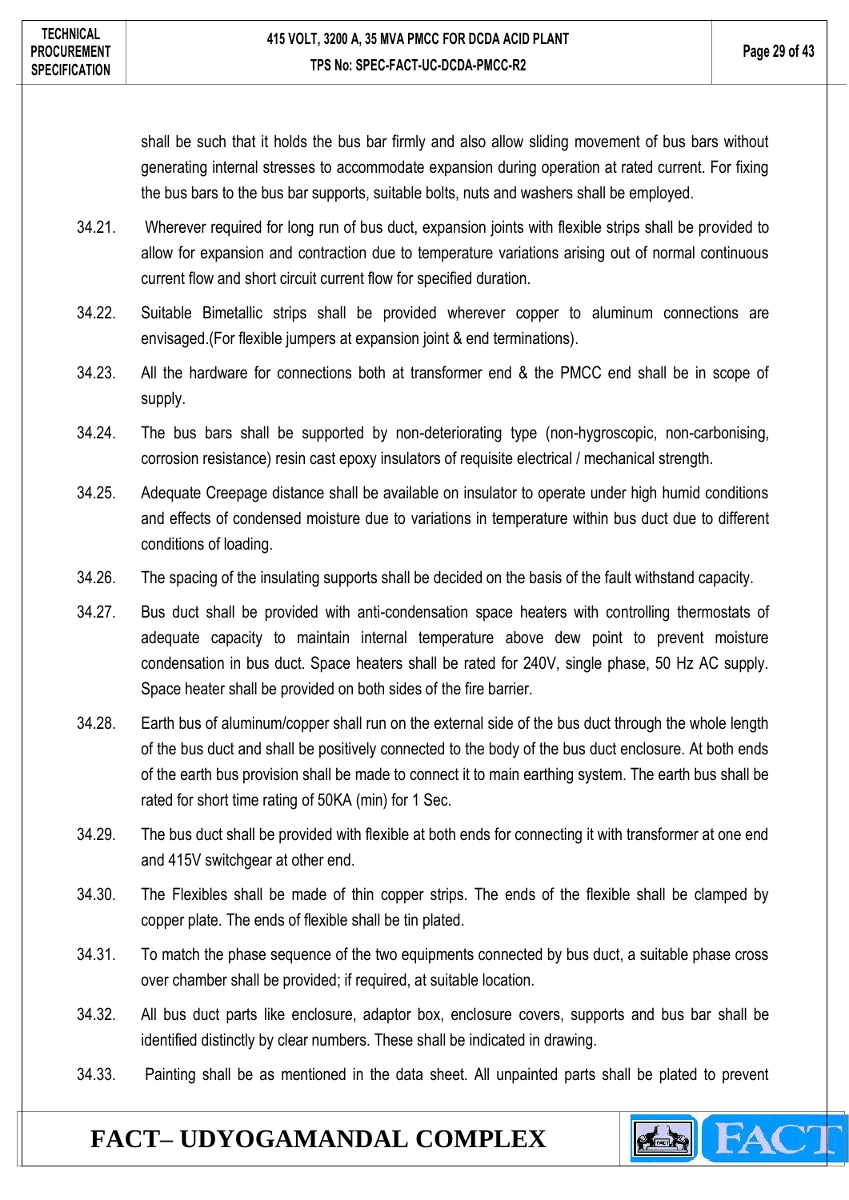shall be such that it holds the bus bar firmly and also allow sliding movement of bus bars without generating internal stresses to accommodate expansion during operation at rated current. For fixing the bus bars to the bus bar supports, suitable bolts, nuts and washers shall be employed.

34.21. Wherever required for long run of bus duct, expansion joints with flexible strips shall be provided to allow for expansion and contraction due to temperature variations arising out of normal continuous current flow and short circuit current flow for specified duration.

34.22. Suitable Bimetallic strips shall be provided wherever copper to aluminum connections are envisaged.(For flexible jumpers at expansion joint & end terminations).

34.23. All the hardware for connections both at transformer end & the PMCC end shall be in scope of supply.

34.24. The bus bars shall be supported by non-deteriorating type (non-hygroscopic, non-carbonising, corrosion resistance) resin cast epoxy insulators of requisite electrical / mechanical strength.

34.25. Adequate Creepage distance shall be available on insulator to operate under high humid conditions and effects of condensed moisture due to variations in temperature within bus duct due to different conditions of loading.

34.26. The spacing of the insulating supports shall be decided on the basis of the fault withstand capacity.

34.27. Bus duct shall be provided with anti-condensation space heaters with controlling thermostats of adequate capacity to maintain internal temperature above dew point to prevent moisture condensation in bus duct. Space heaters shall be rated for 240V, single phase, 50 Hz AC supply. Space heater shall be provided on both sides of the fire barrier.

34.28. Earth bus of aluminum/copper shall run on the external side of the bus duct through the whole length of the bus duct and shall be positively connected to the body of the bus duct enclosure. At both ends of the earth bus provision shall be made to connect it to main earthing system. The earth bus shall be rated for short time rating of 50KA (min) for 1 Sec.

34.29. The bus duct shall be provided with flexible at both ends for connecting it with transformer at one end and 415V switchgear at other end.

34.30. The Flexibles shall be made of thin copper strips. The ends of the flexible shall be clamped by copper plate. The ends of flexible shall be tin plated.

34.31. To match the phase sequence of the two equipments connected by bus duct, a suitable phase cross over chamber shall be provided; if required, at suitable location.

34.32. All bus duct parts like enclosure, adaptor box, enclosure covers, supports and bus bar shall be identified distinctly by clear numbers. These shall be indicated in drawing.

34.33. Painting shall be as mentioned in the data sheet. All unpainted parts shall be plated to prevent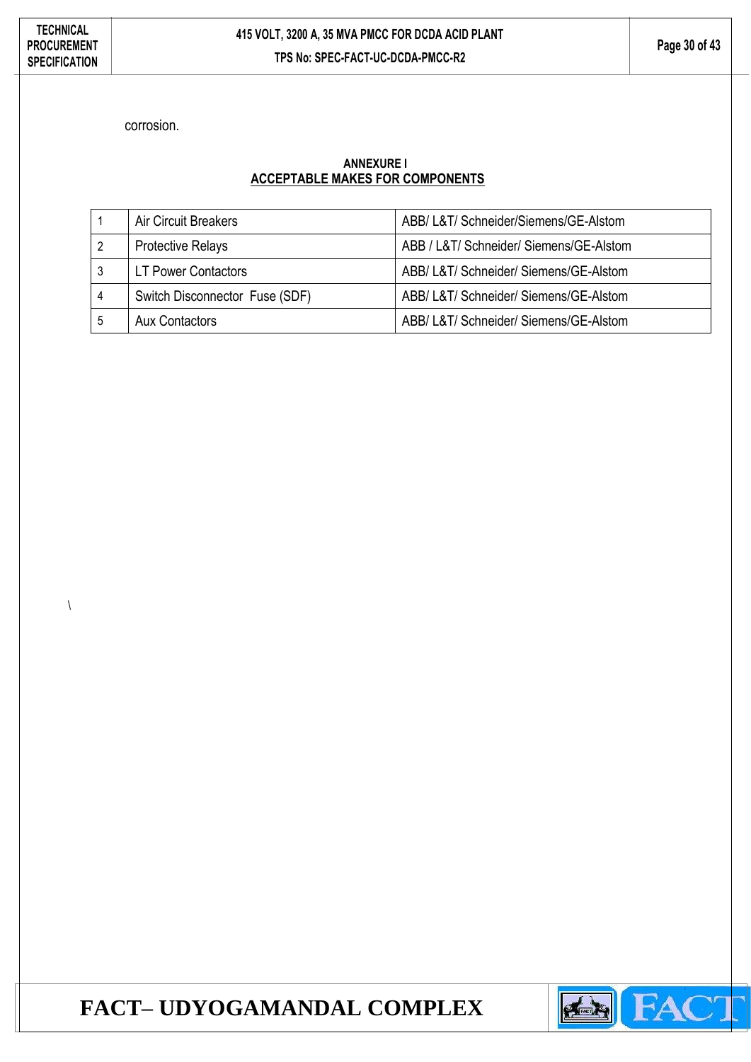corrosion.

**ANNEXURE I**

**ACCEPTABLE MAKES FOR COMPONENTS**

| | | |
|---|---|---|
| 1 | Air Circuit Breakers | ABB/ L&T/ Schneider/Siemens/GE-Alstom |
| 2 | Protective Relays | ABB / L&T/ Schneider/ Siemens/GE-Alstom |
| 3 | LT Power Contactors | ABB/ L&T/ Schneider/ Siemens/GE-Alstom |
| 4 | Switch Disconnector Fuse (SDF) | ABB/ L&T/ Schneider/ Siemens/GE-Alstom |
| 5 | Aux Contactors | ABB/ L&T/ Schneider/ Siemens/GE-Alstom |

\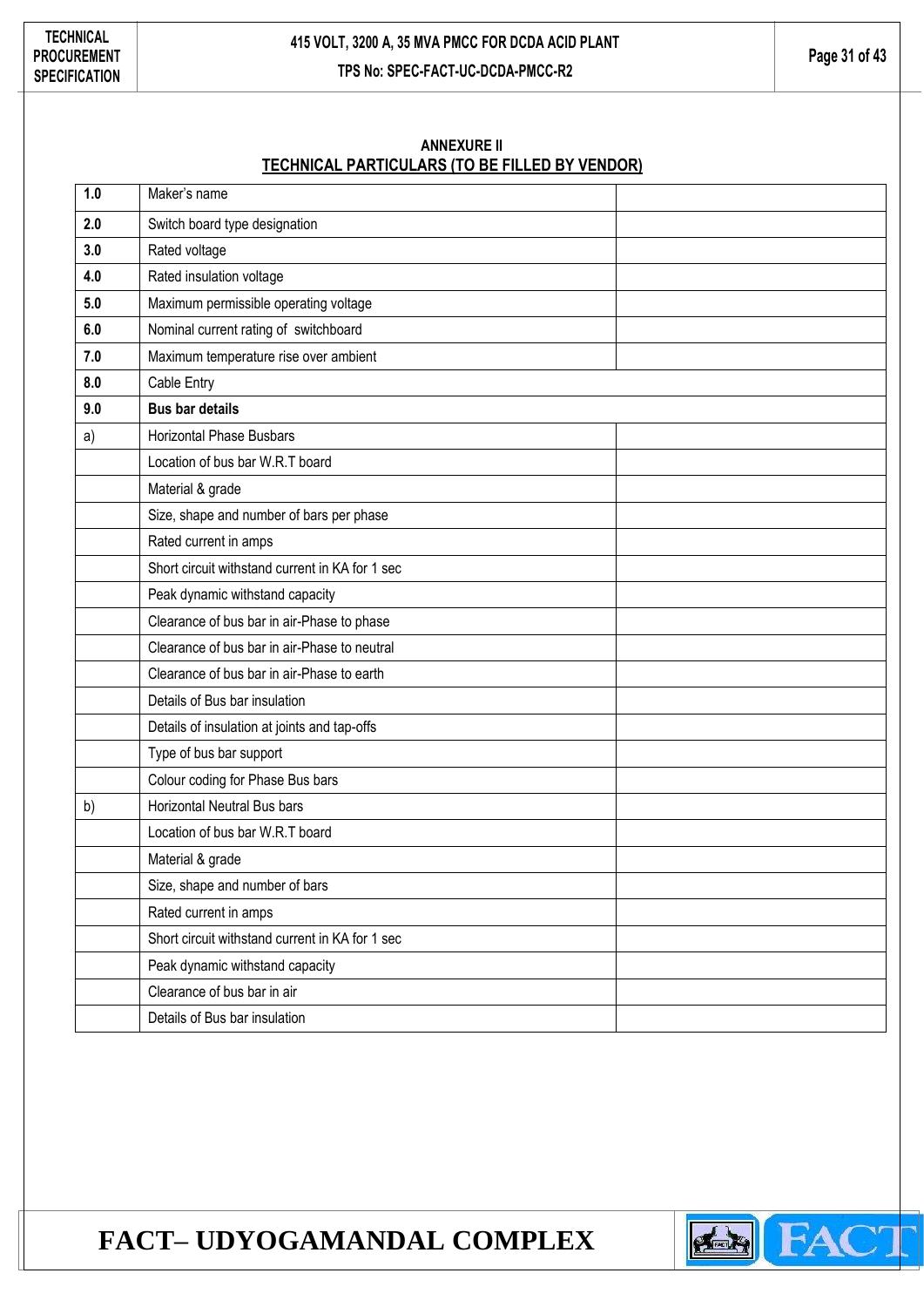**ANNEXURE II**

**TECHNICAL PARTICULARS (TO BE FILLED BY VENDOR)**

| | | |
|---|---|---|
| **1.0** | Maker's name | |
| **2.0** | Switch board type designation | |
| **3.0** | Rated voltage | |
| **4.0** | Rated insulation voltage | |
| **5.0** | Maximum permissible operating voltage | |
| **6.0** | Nominal current rating of switchboard | |
| **7.0** | Maximum temperature rise over ambient | |
| **8.0** | Cable Entry | |
| **9.0** | **Bus bar details** | |
| a) | Horizontal Phase Busbars | |
| | Location of bus bar W.R.T board | |
| | Material & grade | |
| | Size, shape and number of bars per phase | |
| | Rated current in amps | |
| | Short circuit withstand current in KA for 1 sec | |
| | Peak dynamic withstand capacity | |
| | Clearance of bus bar in air-Phase to phase | |
| | Clearance of bus bar in air-Phase to neutral | |
| | Clearance of bus bar in air-Phase to earth | |
| | Details of Bus bar insulation | |
| | Details of insulation at joints and tap-offs | |
| | Type of bus bar support | |
| | Colour coding for Phase Bus bars | |
| b) | Horizontal Neutral Bus bars | |
| | Location of bus bar W.R.T board | |
| | Material & grade | |
| | Size, shape and number of bars | |
| | Rated current in amps | |
| | Short circuit withstand current in KA for 1 sec | |
| | Peak dynamic withstand capacity | |
| | Clearance of bus bar in air | |
| | Details of Bus bar insulation | |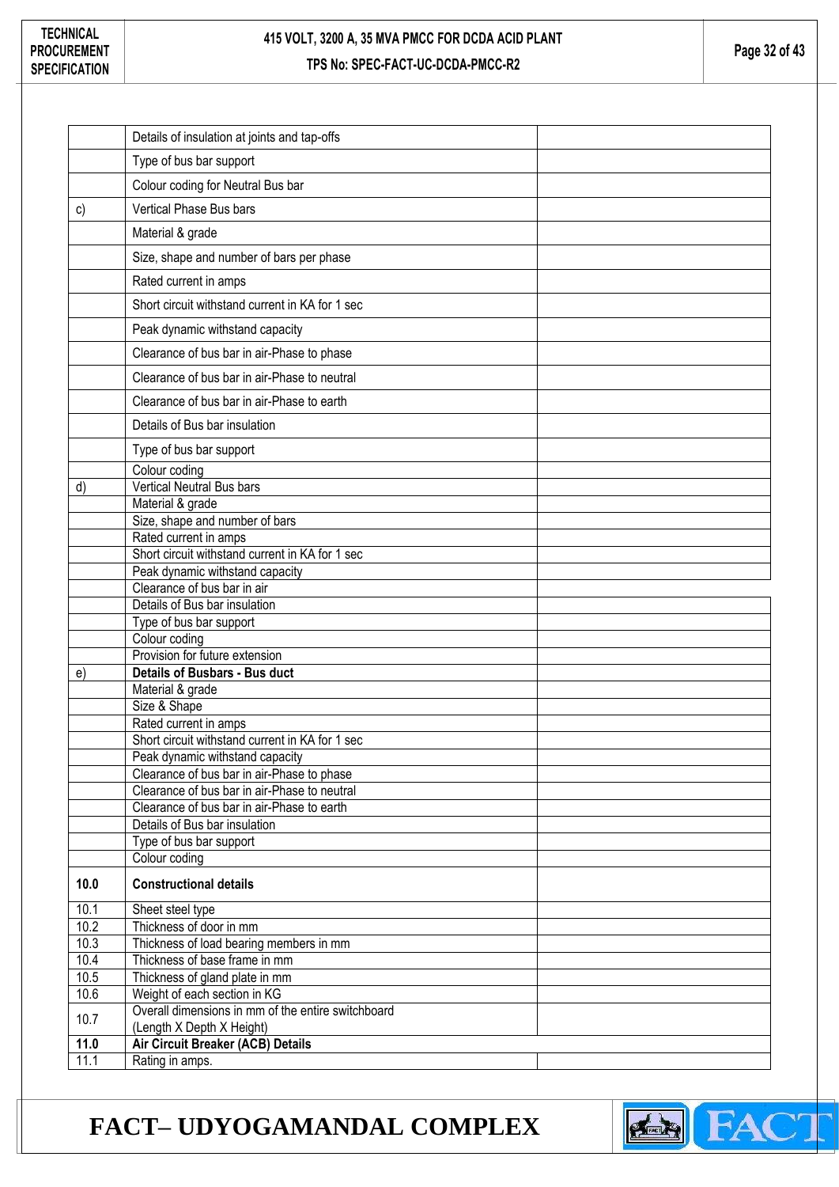| | | |
|---|---|---|
| | Details of insulation at joints and tap-offs | |
| | Type of bus bar support | |
| | Colour coding for Neutral Bus bar | |
| c) | Vertical Phase Bus bars | |
| | Material & grade | |
| | Size, shape and number of bars per phase | |
| | Rated current in amps | |
| | Short circuit withstand current in KA for 1 sec | |
| | Peak dynamic withstand capacity | |
| | Clearance of bus bar in air-Phase to phase | |
| | Clearance of bus bar in air-Phase to neutral | |
| | Clearance of bus bar in air-Phase to earth | |
| | Details of Bus bar insulation | |
| | Type of bus bar support | |
| | Colour coding | |
| d) | Vertical Neutral Bus bars | |
| | Material & grade | |
| | Size, shape and number of bars | |
| | Rated current in amps | |
| | Short circuit withstand current in KA for 1 sec | |
| | Peak dynamic withstand capacity | |
| | Clearance of bus bar in air | |
| | Details of Bus bar insulation | |
| | Type of bus bar support | |
| | Colour coding | |
| | Provision for future extension | |
| e) | **Details of Busbars - Bus duct** | |
| | Material & grade | |
| | Size & Shape | |
| | Rated current in amps | |
| | Short circuit withstand current in KA for 1 sec | |
| | Peak dynamic withstand capacity | |
| | Clearance of bus bar in air-Phase to phase | |
| | Clearance of bus bar in air-Phase to neutral | |
| | Clearance of bus bar in air-Phase to earth | |
| | Details of Bus bar insulation | |
| | Type of bus bar support | |
| | Colour coding | |
| **10.0** | **Constructional details** | |
| 10.1 | Sheet steel type | |
| 10.2 | Thickness of door in mm | |
| 10.3 | Thickness of load bearing members in mm | |
| 10.4 | Thickness of base frame in mm | |
| 10.5 | Thickness of gland plate in mm | |
| 10.6 | Weight of each section in KG | |
| 10.7 | Overall dimensions in mm of the entire switchboard (Length X Depth X Height) | |
| **11.0** | **Air Circuit Breaker (ACB) Details** | |
| 11.1 | Rating in amps. | |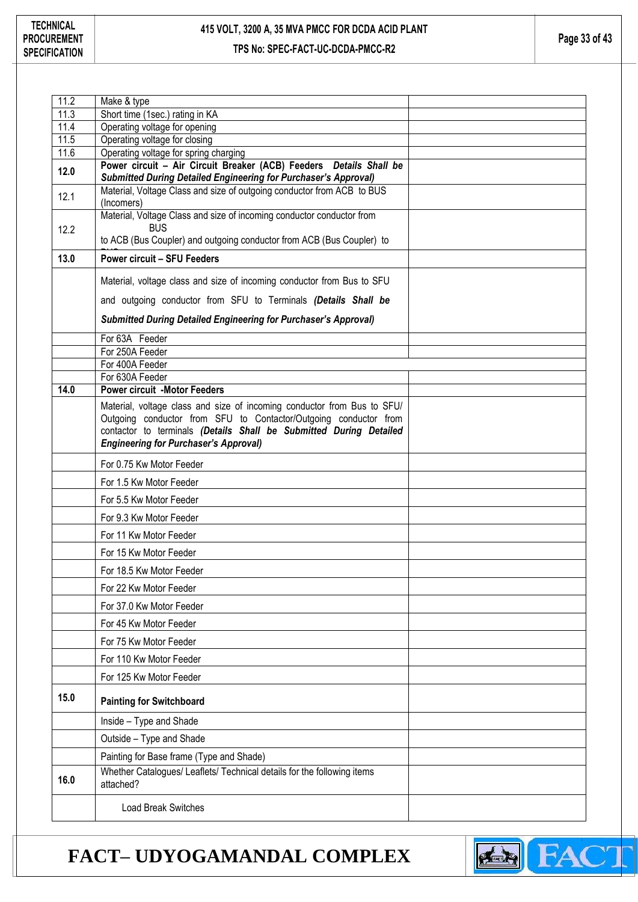| | | |
|---|---|---|
| 11.2 | Make & type | |
| 11.3 | Short time (1sec.) rating in KA | |
| 11.4 | Operating voltage for opening | |
| 11.5 | Operating voltage for closing | |
| 11.6 | Operating voltage for spring charging | |
| **12.0** | **Power circuit – Air Circuit Breaker (ACB) Feeders** ***Details Shall be Submitted During Detailed Engineering for Purchaser's Approval)*** | |
| 12.1 | Material, Voltage Class and size of outgoing conductor from ACB to BUS (Incomers) | |
| 12.2 | Material, Voltage Class and size of incoming conductor conductor from BUS to ACB (Bus Coupler) and outgoing conductor from ACB (Bus Coupler) to BUS | |
| **13.0** | **Power circuit – SFU Feeders** | |
| | Material, voltage class and size of incoming conductor from Bus to SFU and outgoing conductor from SFU to Terminals ***(Details Shall be Submitted During Detailed Engineering for Purchaser's Approval)*** | |
| | For 63A Feeder | |
| | For 250A Feeder | |
| | For 400A Feeder | |
| | For 630A Feeder | |
| **14.0** | **Power circuit -Motor Feeders** | |
| | Material, voltage class and size of incoming conductor from Bus to SFU/ Outgoing conductor from SFU to Contactor/Outgoing conductor from contactor to terminals ***(Details Shall be Submitted During Detailed Engineering for Purchaser's Approval)*** | |
| | For 0.75 Kw Motor Feeder | |
| | For 1.5 Kw Motor Feeder | |
| | For 5.5 Kw Motor Feeder | |
| | For 9.3 Kw Motor Feeder | |
| | For 11 Kw Motor Feeder | |
| | For 15 Kw Motor Feeder | |
| | For 18.5 Kw Motor Feeder | |
| | For 22 Kw Motor Feeder | |
| | For 37.0 Kw Motor Feeder | |
| | For 45 Kw Motor Feeder | |
| | For 75 Kw Motor Feeder | |
| | For 110 Kw Motor Feeder | |
| | For 125 Kw Motor Feeder | |
| **15.0** | **Painting for Switchboard** | |
| | Inside – Type and Shade | |
| | Outside – Type and Shade | |
| | Painting for Base frame (Type and Shade) | |
| **16.0** | Whether Catalogues/ Leaflets/ Technical details for the following items attached? | |
| | Load Break Switches | |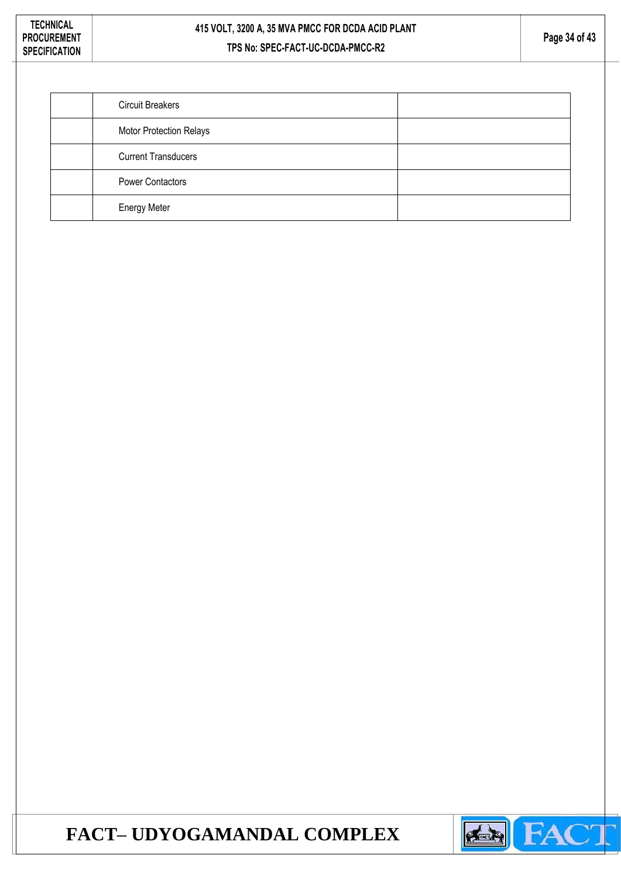|  |  |  |
|---|---|---|
|  | Circuit Breakers |  |
|  | Motor Protection Relays |  |
|  | Current Transducers |  |
|  | Power Contactors |  |
|  | Energy Meter |  |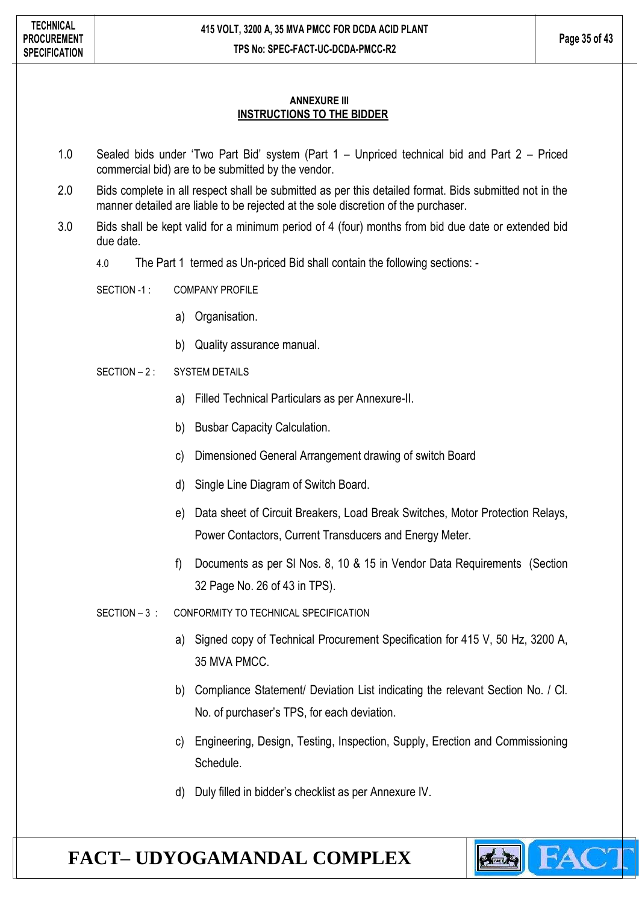## ANNEXURE III

## INSTRUCTIONS TO THE BIDDER

1.0 Sealed bids under 'Two Part Bid' system (Part 1 – Unpriced technical bid and Part 2 – Priced commercial bid) are to be submitted by the vendor.

2.0 Bids complete in all respect shall be submitted as per this detailed format. Bids submitted not in the manner detailed are liable to be rejected at the sole discretion of the purchaser.

3.0 Bids shall be kept valid for a minimum period of 4 (four) months from bid due date or extended bid due date.

4.0 The Part 1 termed as Un-priced Bid shall contain the following sections: -

SECTION -1 : COMPANY PROFILE

a) Organisation.

b) Quality assurance manual.

SECTION – 2 : SYSTEM DETAILS

a) Filled Technical Particulars as per Annexure-II.

b) Busbar Capacity Calculation.

c) Dimensioned General Arrangement drawing of switch Board

d) Single Line Diagram of Switch Board.

e) Data sheet of Circuit Breakers, Load Break Switches, Motor Protection Relays, Power Contactors, Current Transducers and Energy Meter.

f) Documents as per Sl Nos. 8, 10 & 15 in Vendor Data Requirements (Section 32 Page No. 26 of 43 in TPS).

SECTION – 3 : CONFORMITY TO TECHNICAL SPECIFICATION

a) Signed copy of Technical Procurement Specification for 415 V, 50 Hz, 3200 A, 35 MVA PMCC.

b) Compliance Statement/ Deviation List indicating the relevant Section No. / Cl. No. of purchaser's TPS, for each deviation.

c) Engineering, Design, Testing, Inspection, Supply, Erection and Commissioning Schedule.

d) Duly filled in bidder's checklist as per Annexure IV.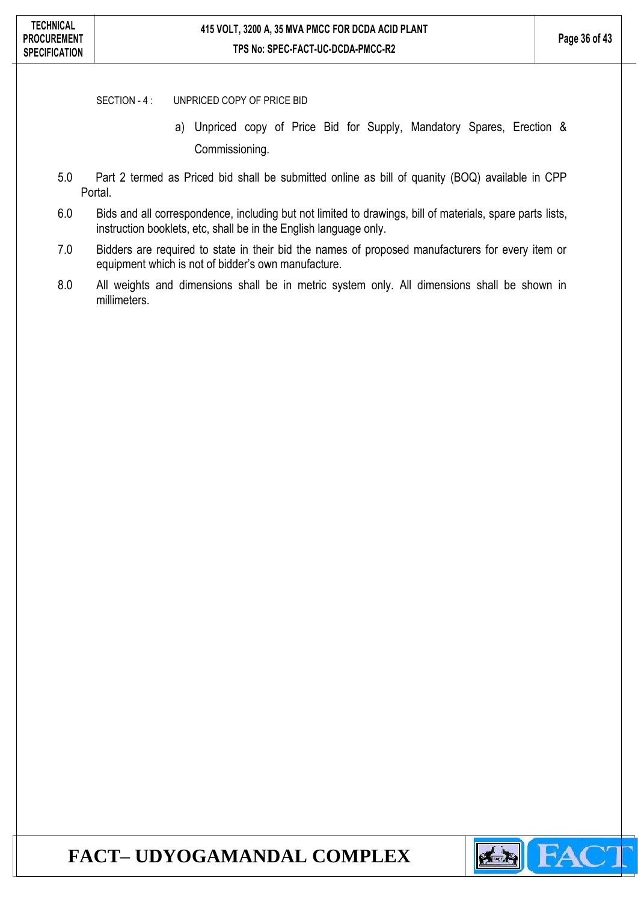SECTION - 4 : UNPRICED COPY OF PRICE BID

a) Unpriced copy of Price Bid for Supply, Mandatory Spares, Erection & Commissioning.

5.0 Part 2 termed as Priced bid shall be submitted online as bill of quanity (BOQ) available in CPP Portal.

6.0 Bids and all correspondence, including but not limited to drawings, bill of materials, spare parts lists, instruction booklets, etc, shall be in the English language only.

7.0 Bidders are required to state in their bid the names of proposed manufacturers for every item or equipment which is not of bidder's own manufacture.

8.0 All weights and dimensions shall be in metric system only. All dimensions shall be shown in millimeters.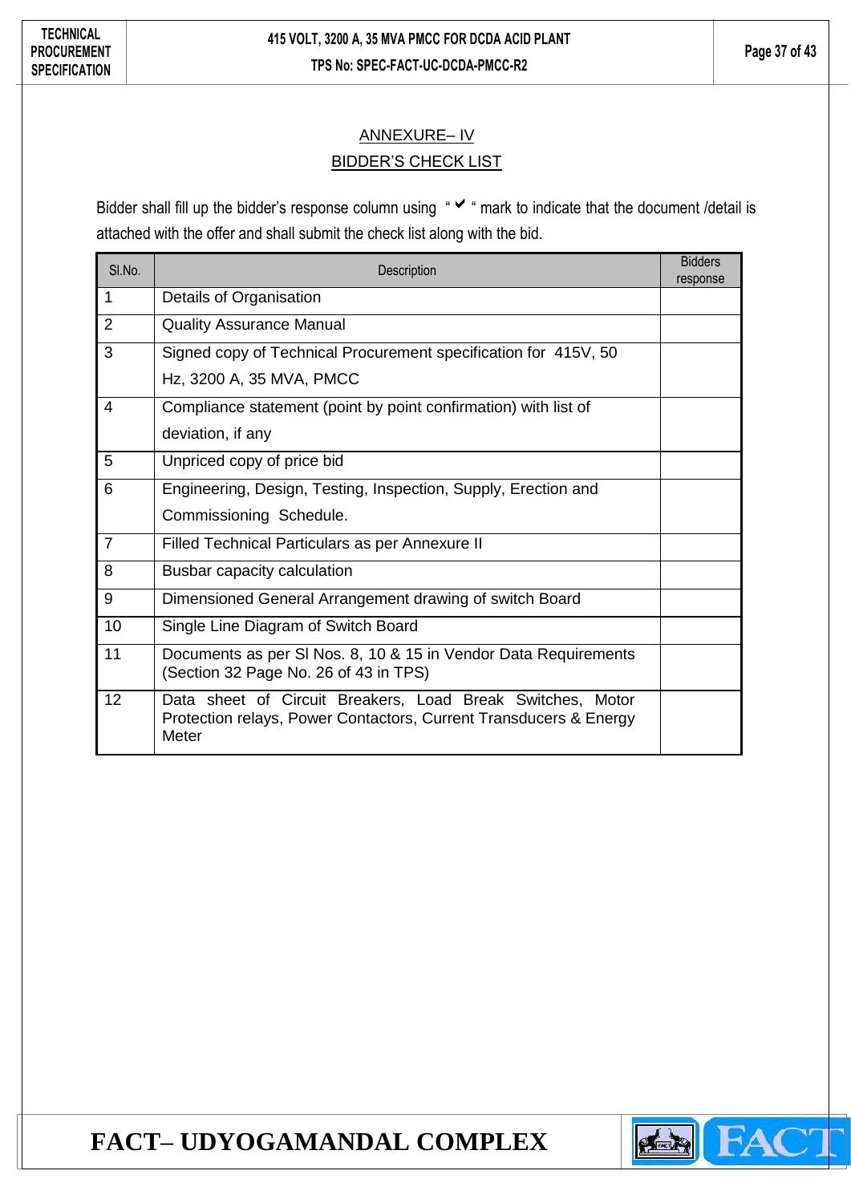## ANNEXURE– IV

## BIDDER'S CHECK LIST

Bidder shall fill up the bidder's response column using "✔" mark to indicate that the document /detail is attached with the offer and shall submit the check list along with the bid.

| Sl.No. | Description | Bidders response |
|---|---|---|
| 1 | Details of Organisation | |
| 2 | Quality Assurance Manual | |
| 3 | Signed copy of Technical Procurement specification for 415V, 50 Hz, 3200 A, 35 MVA, PMCC | |
| 4 | Compliance statement (point by point confirmation) with list of deviation, if any | |
| 5 | Unpriced copy of price bid | |
| 6 | Engineering, Design, Testing, Inspection, Supply, Erection and Commissioning Schedule. | |
| 7 | Filled Technical Particulars as per Annexure II | |
| 8 | Busbar capacity calculation | |
| 9 | Dimensioned General Arrangement drawing of switch Board | |
| 10 | Single Line Diagram of Switch Board | |
| 11 | Documents as per Sl Nos. 8, 10 & 15 in Vendor Data Requirements (Section 32 Page No. 26 of 43 in TPS) | |
| 12 | Data sheet of Circuit Breakers, Load Break Switches, Motor Protection relays, Power Contactors, Current Transducers & Energy Meter | |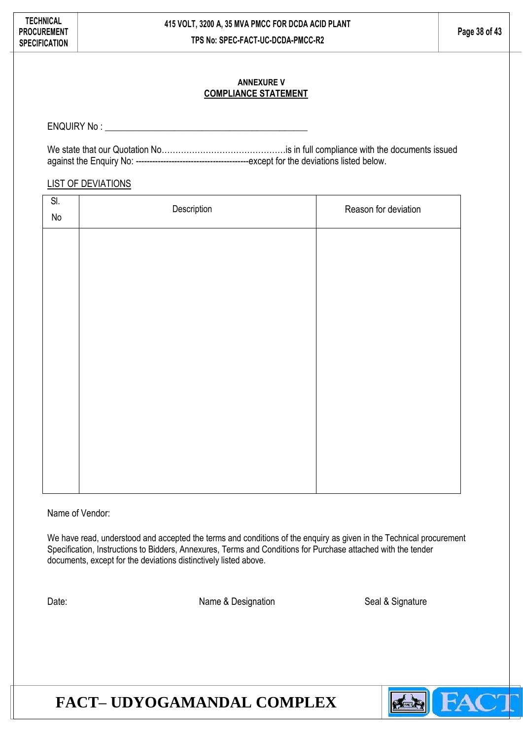## ANNEXURE V

## COMPLIANCE STATEMENT

ENQUIRY No : ___________________________________________

We state that our Quotation No……………………………………….is in full compliance with the documents issued against the Enquiry No: ----------------------------------------except for the deviations listed below.

LIST OF DEVIATIONS

| Sl. No | Description | Reason for deviation |
|---|---|---|
| | | |

Name of Vendor:

We have read, understood and accepted the terms and conditions of the enquiry as given in the Technical procurement Specification, Instructions to Bidders, Annexures, Terms and Conditions for Purchase attached with the tender documents, except for the deviations distinctively listed above.

Date: Name & Designation Seal & Signature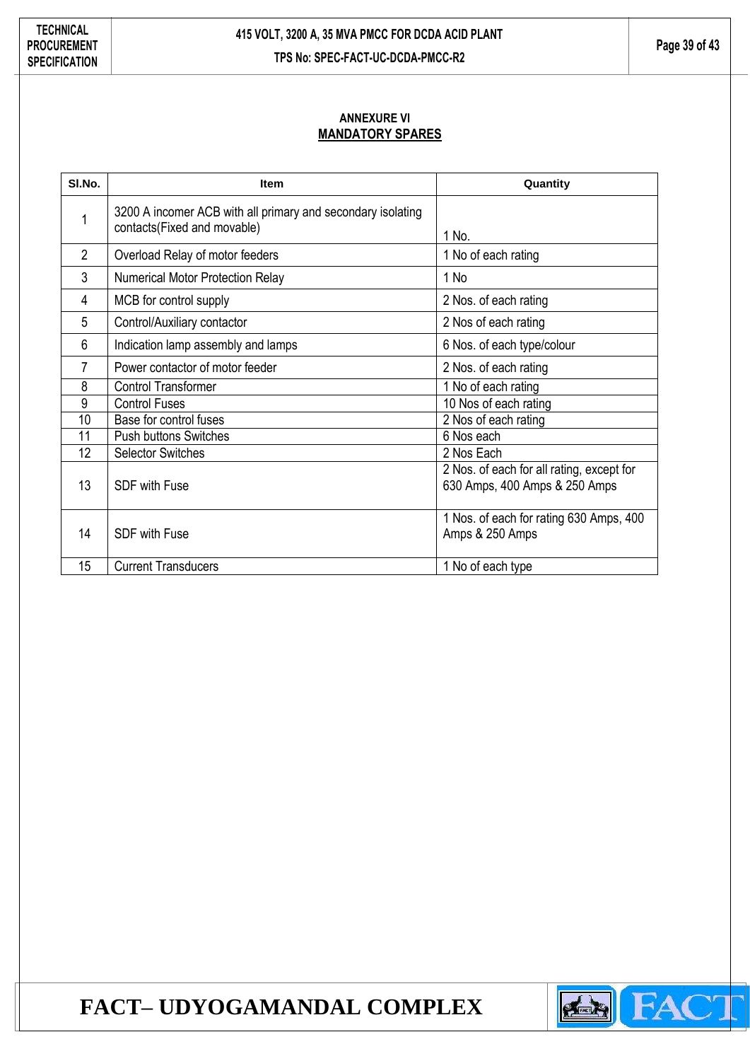### ANNEXURE VI

### MANDATORY SPARES

| Sl.No. | Item | Quantity |
|---|---|---|
| 1 | 3200 A incomer ACB with all primary and secondary isolating contacts(Fixed and movable) | 1 No. |
| 2 | Overload Relay of motor feeders | 1 No of each rating |
| 3 | Numerical Motor Protection Relay | 1 No |
| 4 | MCB for control supply | 2 Nos. of each rating |
| 5 | Control/Auxiliary contactor | 2 Nos of each rating |
| 6 | Indication lamp assembly and lamps | 6 Nos. of each type/colour |
| 7 | Power contactor of motor feeder | 2 Nos. of each rating |
| 8 | Control Transformer | 1 No of each rating |
| 9 | Control Fuses | 10 Nos of each rating |
| 10 | Base for control fuses | 2 Nos of each rating |
| 11 | Push buttons Switches | 6 Nos each |
| 12 | Selector Switches | 2 Nos Each |
| 13 | SDF with Fuse | 2 Nos. of each for all rating, except for 630 Amps, 400 Amps & 250 Amps |
| 14 | SDF with Fuse | 1 Nos. of each for rating 630 Amps, 400 Amps & 250 Amps |
| 15 | Current Transducers | 1 No of each type |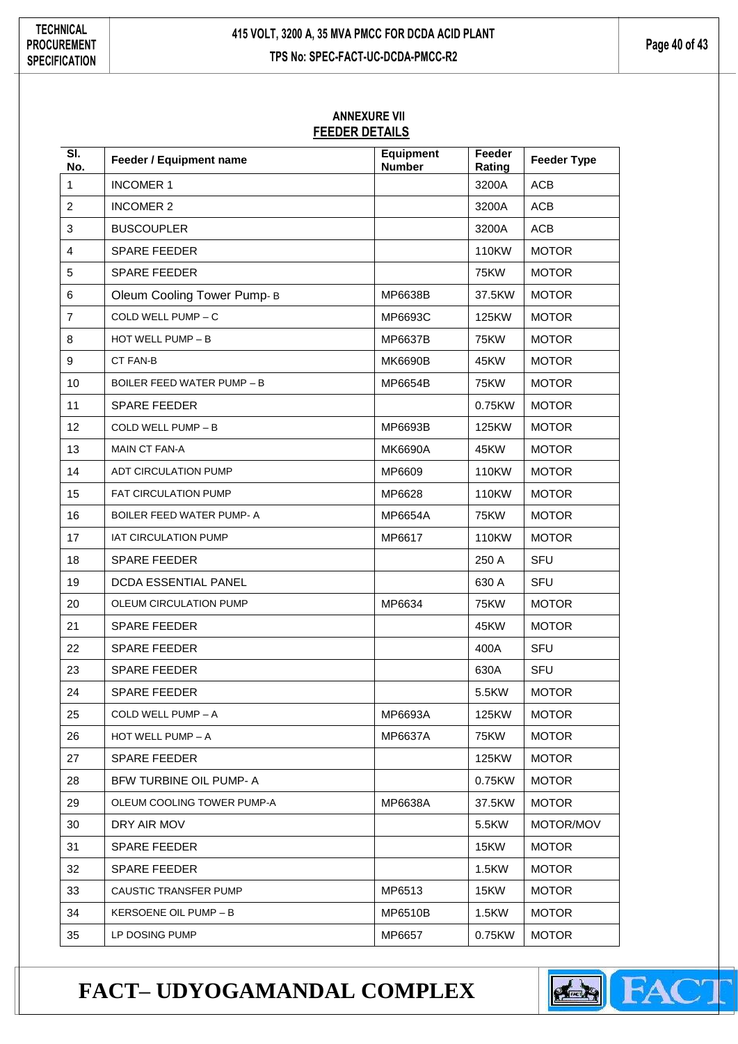## ANNEXURE VII
## FEEDER DETAILS

| Sl. No. | Feeder / Equipment name | Equipment Number | Feeder Rating | Feeder Type |
|---|---|---|---|---|
| 1 | INCOMER 1 | | 3200A | ACB |
| 2 | INCOMER 2 | | 3200A | ACB |
| 3 | BUSCOUPLER | | 3200A | ACB |
| 4 | SPARE FEEDER | | 110KW | MOTOR |
| 5 | SPARE FEEDER | | 75KW | MOTOR |
| 6 | Oleum Cooling Tower Pump- B | MP6638B | 37.5KW | MOTOR |
| 7 | COLD WELL PUMP – C | MP6693C | 125KW | MOTOR |
| 8 | HOT WELL PUMP – B | MP6637B | 75KW | MOTOR |
| 9 | CT FAN-B | MK6690B | 45KW | MOTOR |
| 10 | BOILER FEED WATER PUMP – B | MP6654B | 75KW | MOTOR |
| 11 | SPARE FEEDER | | 0.75KW | MOTOR |
| 12 | COLD WELL PUMP – B | MP6693B | 125KW | MOTOR |
| 13 | MAIN CT FAN-A | MK6690A | 45KW | MOTOR |
| 14 | ADT CIRCULATION PUMP | MP6609 | 110KW | MOTOR |
| 15 | FAT CIRCULATION PUMP | MP6628 | 110KW | MOTOR |
| 16 | BOILER FEED WATER PUMP- A | MP6654A | 75KW | MOTOR |
| 17 | IAT CIRCULATION PUMP | MP6617 | 110KW | MOTOR |
| 18 | SPARE FEEDER | | 250 A | SFU |
| 19 | DCDA ESSENTIAL PANEL | | 630 A | SFU |
| 20 | OLEUM CIRCULATION PUMP | MP6634 | 75KW | MOTOR |
| 21 | SPARE FEEDER | | 45KW | MOTOR |
| 22 | SPARE FEEDER | | 400A | SFU |
| 23 | SPARE FEEDER | | 630A | SFU |
| 24 | SPARE FEEDER | | 5.5KW | MOTOR |
| 25 | COLD WELL PUMP – A | MP6693A | 125KW | MOTOR |
| 26 | HOT WELL PUMP – A | MP6637A | 75KW | MOTOR |
| 27 | SPARE FEEDER | | 125KW | MOTOR |
| 28 | BFW TURBINE OIL PUMP- A | | 0.75KW | MOTOR |
| 29 | OLEUM COOLING TOWER PUMP-A | MP6638A | 37.5KW | MOTOR |
| 30 | DRY AIR MOV | | 5.5KW | MOTOR/MOV |
| 31 | SPARE FEEDER | | 15KW | MOTOR |
| 32 | SPARE FEEDER | | 1.5KW | MOTOR |
| 33 | CAUSTIC TRANSFER PUMP | MP6513 | 15KW | MOTOR |
| 34 | KERSOENE OIL PUMP – B | MP6510B | 1.5KW | MOTOR |
| 35 | LP DOSING PUMP | MP6657 | 0.75KW | MOTOR |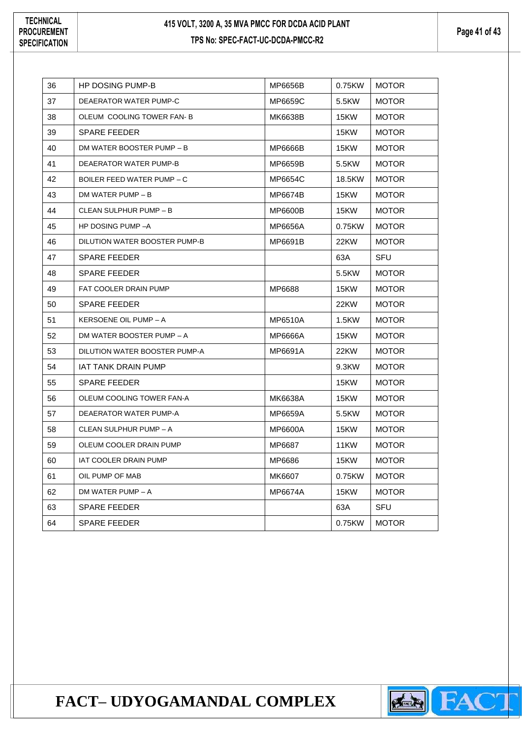| 36 | HP DOSING PUMP-B | MP6656B | 0.75KW | MOTOR |
|---|---|---|---|---|
| 37 | DEAERATOR WATER PUMP-C | MP6659C | 5.5KW | MOTOR |
| 38 | OLEUM COOLING TOWER FAN- B | MK6638B | 15KW | MOTOR |
| 39 | SPARE FEEDER | | 15KW | MOTOR |
| 40 | DM WATER BOOSTER PUMP – B | MP6666B | 15KW | MOTOR |
| 41 | DEAERATOR WATER PUMP-B | MP6659B | 5.5KW | MOTOR |
| 42 | BOILER FEED WATER PUMP – C | MP6654C | 18.5KW | MOTOR |
| 43 | DM WATER PUMP – B | MP6674B | 15KW | MOTOR |
| 44 | CLEAN SULPHUR PUMP – B | MP6600B | 15KW | MOTOR |
| 45 | HP DOSING PUMP –A | MP6656A | 0.75KW | MOTOR |
| 46 | DILUTION WATER BOOSTER PUMP-B | MP6691B | 22KW | MOTOR |
| 47 | SPARE FEEDER | | 63A | SFU |
| 48 | SPARE FEEDER | | 5.5KW | MOTOR |
| 49 | FAT COOLER DRAIN PUMP | MP6688 | 15KW | MOTOR |
| 50 | SPARE FEEDER | | 22KW | MOTOR |
| 51 | KERSOENE OIL PUMP – A | MP6510A | 1.5KW | MOTOR |
| 52 | DM WATER BOOSTER PUMP – A | MP6666A | 15KW | MOTOR |
| 53 | DILUTION WATER BOOSTER PUMP-A | MP6691A | 22KW | MOTOR |
| 54 | IAT TANK DRAIN PUMP | | 9.3KW | MOTOR |
| 55 | SPARE FEEDER | | 15KW | MOTOR |
| 56 | OLEUM COOLING TOWER FAN-A | MK6638A | 15KW | MOTOR |
| 57 | DEAERATOR WATER PUMP-A | MP6659A | 5.5KW | MOTOR |
| 58 | CLEAN SULPHUR PUMP – A | MP6600A | 15KW | MOTOR |
| 59 | OLEUM COOLER DRAIN PUMP | MP6687 | 11KW | MOTOR |
| 60 | IAT COOLER DRAIN PUMP | MP6686 | 15KW | MOTOR |
| 61 | OIL PUMP OF MAB | MK6607 | 0.75KW | MOTOR |
| 62 | DM WATER PUMP – A | MP6674A | 15KW | MOTOR |
| 63 | SPARE FEEDER | | 63A | SFU |
| 64 | SPARE FEEDER | | 0.75KW | MOTOR |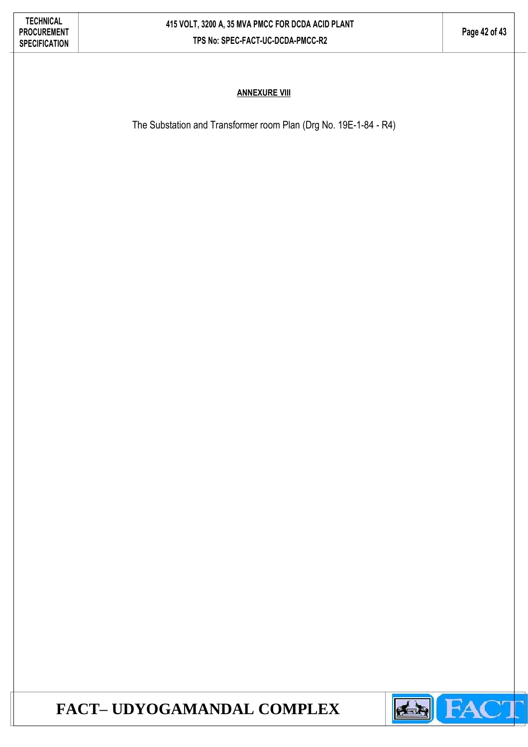## ANNEXURE VIII

The Substation and Transformer room Plan (Drg No. 19E-1-84 - R4)